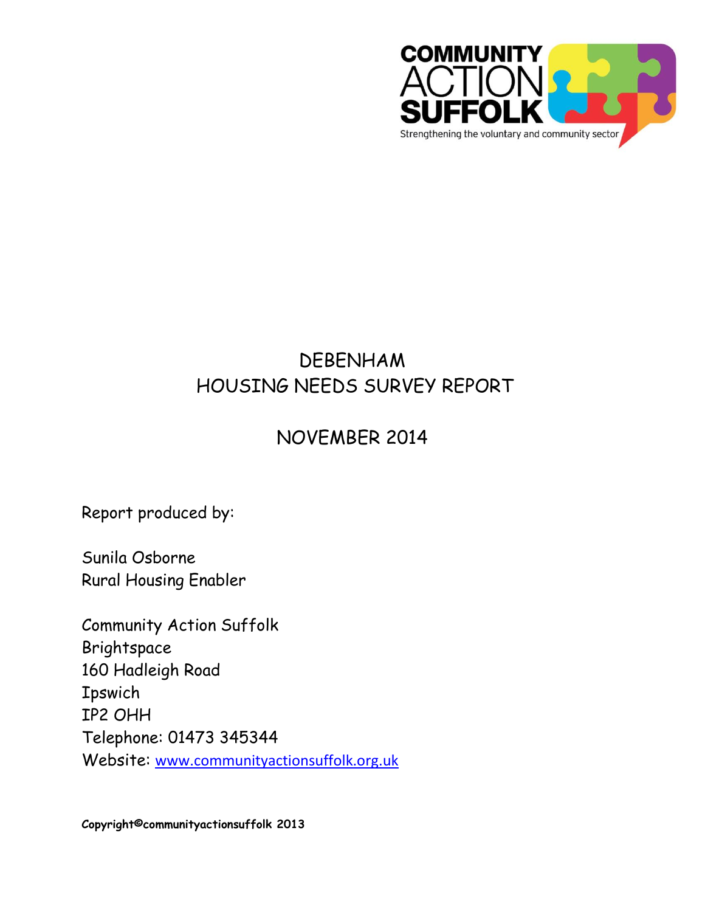COMMUNITY ACTION SUFFOLK

Strengthening the voluntary and community sector

# DEBENHAM
# HOUSING NEEDS SURVEY REPORT

## NOVEMBER 2014

Report produced by:

Sunila Osborne
Rural Housing Enabler

Community Action Suffolk
Brightspace
160 Hadleigh Road
Ipswich
IP2 OHH
Telephone: 01473 345344
Website: [www.communityactionsuffolk.org.uk](http://www.communityactionsuffolk.org.uk)

**Copyright©communityactionsuffolk 2013**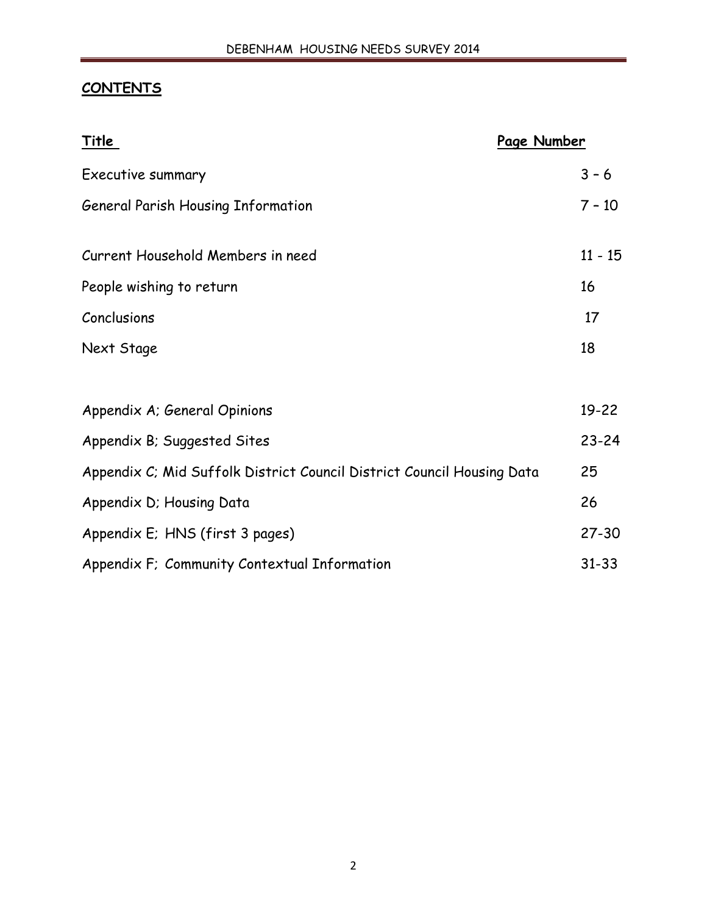## CONTENTS

| Title | Page Number |
|---|---|
| Executive summary | 3 – 6 |
| General Parish Housing Information | 7 – 10 |
| Current Household Members in need | 11 - 15 |
| People wishing to return | 16 |
| Conclusions | 17 |
| Next Stage | 18 |
| Appendix A; General Opinions | 19-22 |
| Appendix B; Suggested Sites | 23-24 |
| Appendix C; Mid Suffolk District Council District Council Housing Data | 25 |
| Appendix D; Housing Data | 26 |
| Appendix E; HNS (first 3 pages) | 27-30 |
| Appendix F; Community Contextual Information | 31-33 |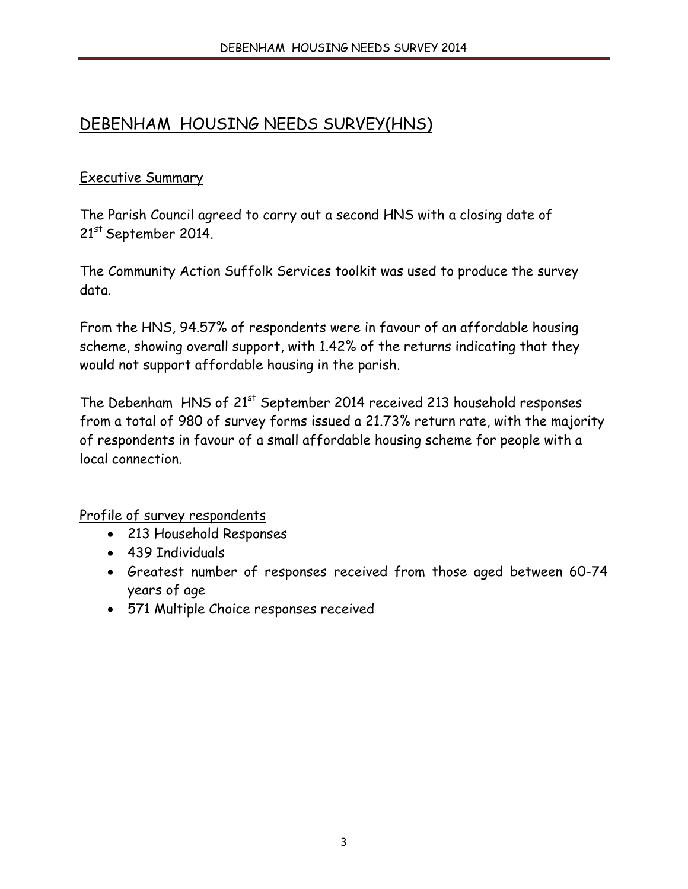# DEBENHAM HOUSING NEEDS SURVEY(HNS)

## Executive Summary

The Parish Council agreed to carry out a second HNS with a closing date of 21st September 2014.

The Community Action Suffolk Services toolkit was used to produce the survey data.

From the HNS, 94.57% of respondents were in favour of an affordable housing scheme, showing overall support, with 1.42% of the returns indicating that they would not support affordable housing in the parish.

The Debenham HNS of 21st September 2014 received 213 household responses from a total of 980 of survey forms issued a 21.73% return rate, with the majority of respondents in favour of a small affordable housing scheme for people with a local connection.

## Profile of survey respondents

- 213 Household Responses
- 439 Individuals
- Greatest number of responses received from those aged between 60-74 years of age
- 571 Multiple Choice responses received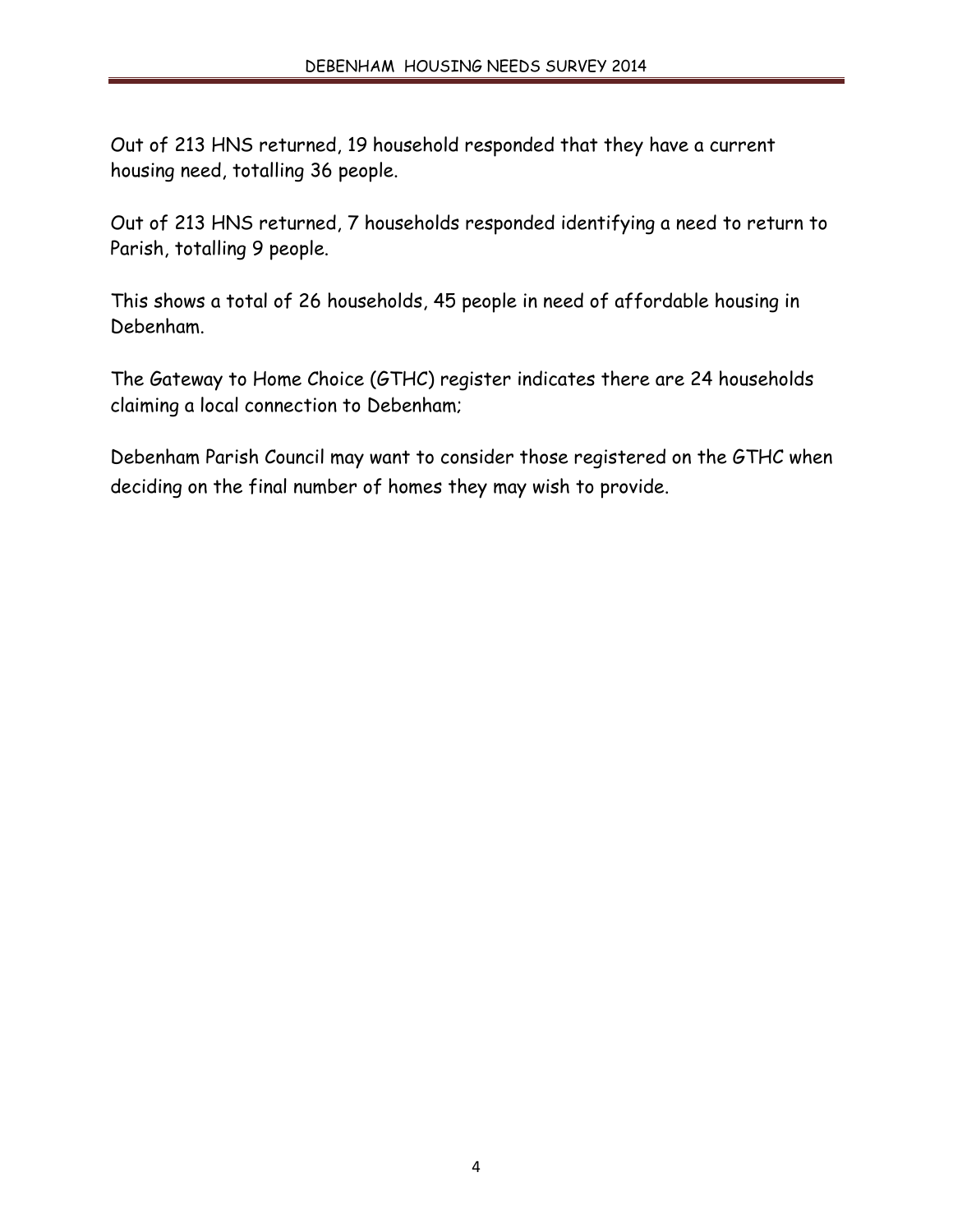Out of 213 HNS returned, 19 household responded that they have a current housing need, totalling 36 people.

Out of 213 HNS returned, 7 households responded identifying a need to return to Parish, totalling 9 people.

This shows a total of 26 households, 45 people in need of affordable housing in Debenham.

The Gateway to Home Choice (GTHC) register indicates there are 24 households claiming a local connection to Debenham;

Debenham Parish Council may want to consider those registered on the GTHC when deciding on the final number of homes they may wish to provide.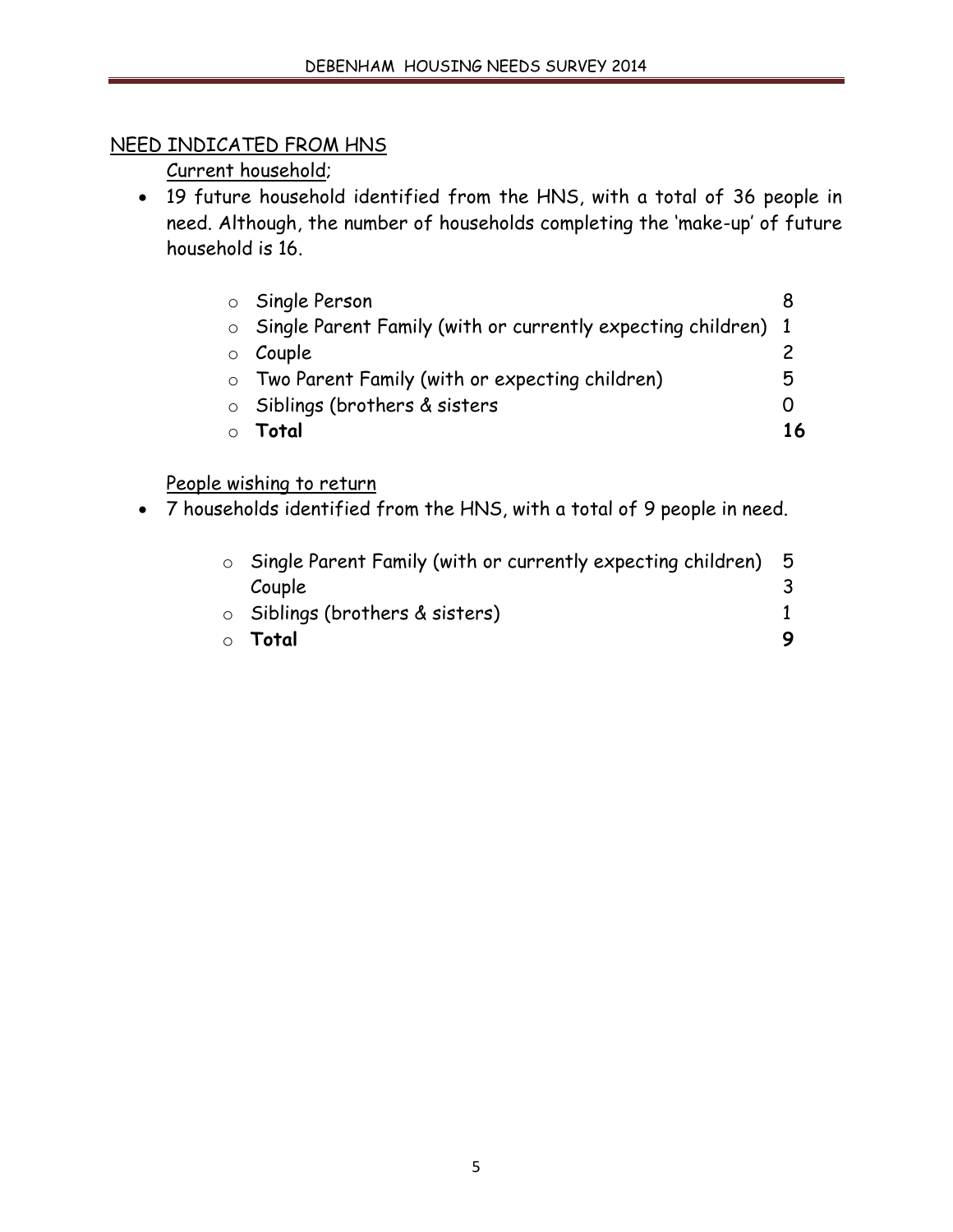## NEED INDICATED FROM HNS

Current household;

- 19 future household identified from the HNS, with a total of 36 people in need. Although, the number of households completing the 'make-up' of future household is 16.

| | |
|---|---|
| Single Person | 8 |
| Single Parent Family (with or currently expecting children) | 1 |
| Couple | 2 |
| Two Parent Family (with or expecting children) | 5 |
| Siblings (brothers & sisters | 0 |
| **Total** | **16** |

People wishing to return

- 7 households identified from the HNS, with a total of 9 people in need.

| | |
|---|---|
| Single Parent Family (with or currently expecting children) | 5 |
| Couple | 3 |
| Siblings (brothers & sisters) | 1 |
| **Total** | **9** |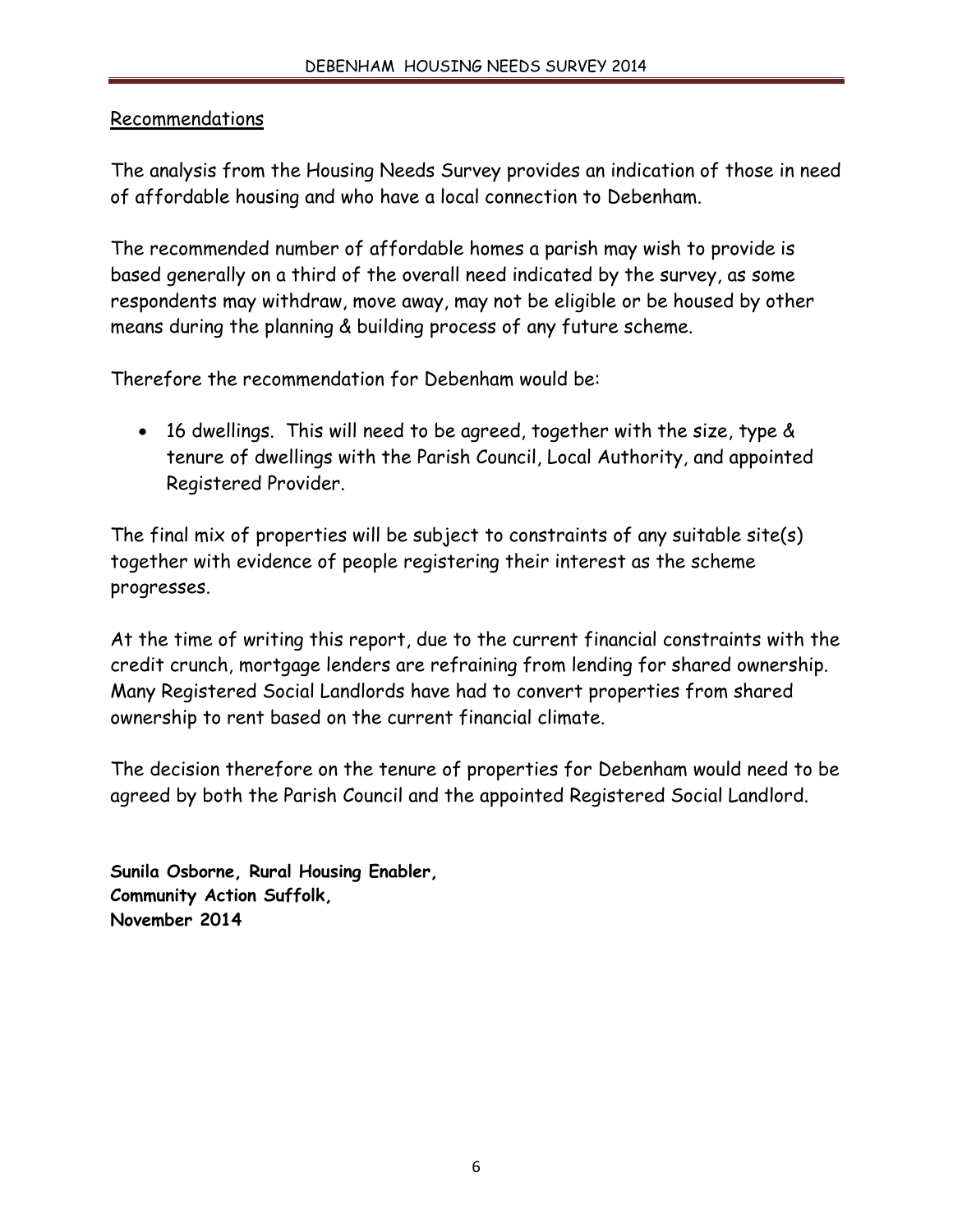## Recommendations

The analysis from the Housing Needs Survey provides an indication of those in need of affordable housing and who have a local connection to Debenham.

The recommended number of affordable homes a parish may wish to provide is based generally on a third of the overall need indicated by the survey, as some respondents may withdraw, move away, may not be eligible or be housed by other means during the planning & building process of any future scheme.

Therefore the recommendation for Debenham would be:

- 16 dwellings. This will need to be agreed, together with the size, type & tenure of dwellings with the Parish Council, Local Authority, and appointed Registered Provider.

The final mix of properties will be subject to constraints of any suitable site(s) together with evidence of people registering their interest as the scheme progresses.

At the time of writing this report, due to the current financial constraints with the credit crunch, mortgage lenders are refraining from lending for shared ownership. Many Registered Social Landlords have had to convert properties from shared ownership to rent based on the current financial climate.

The decision therefore on the tenure of properties for Debenham would need to be agreed by both the Parish Council and the appointed Registered Social Landlord.

**Sunila Osborne, Rural Housing Enabler,**
**Community Action Suffolk,**
**November 2014**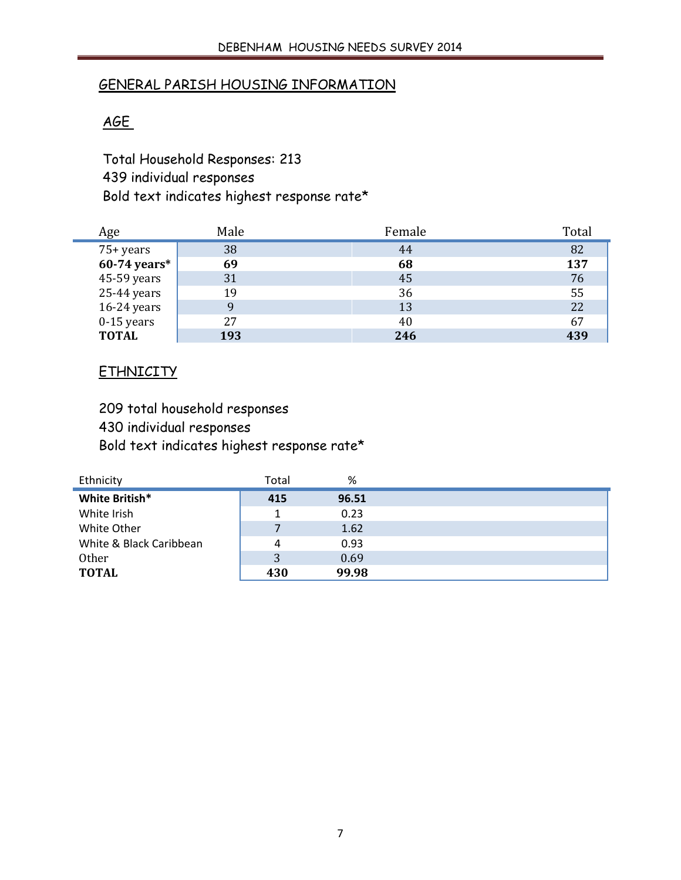## GENERAL PARISH HOUSING INFORMATION

### AGE

Total Household Responses: 213
439 individual responses
Bold text indicates highest response rate*

| Age | Male | Female | Total |
|---|---|---|---|
| 75+ years | 38 | 44 | 82 |
| **60-74 years*** | **69** | **68** | **137** |
| 45-59 years | 31 | 45 | 76 |
| 25-44 years | 19 | 36 | 55 |
| 16-24 years | 9 | 13 | 22 |
| 0-15 years | 27 | 40 | 67 |
| **TOTAL** | **193** | **246** | **439** |

### ETHNICITY

209 total household responses
430 individual responses
Bold text indicates highest response rate*

| Ethnicity | Total | % |
|---|---|---|
| **White British*** | **415** | **96.51** |
| White Irish | 1 | 0.23 |
| White Other | 7 | 1.62 |
| White & Black Caribbean | 4 | 0.93 |
| Other | 3 | 0.69 |
| **TOTAL** | **430** | **99.98** |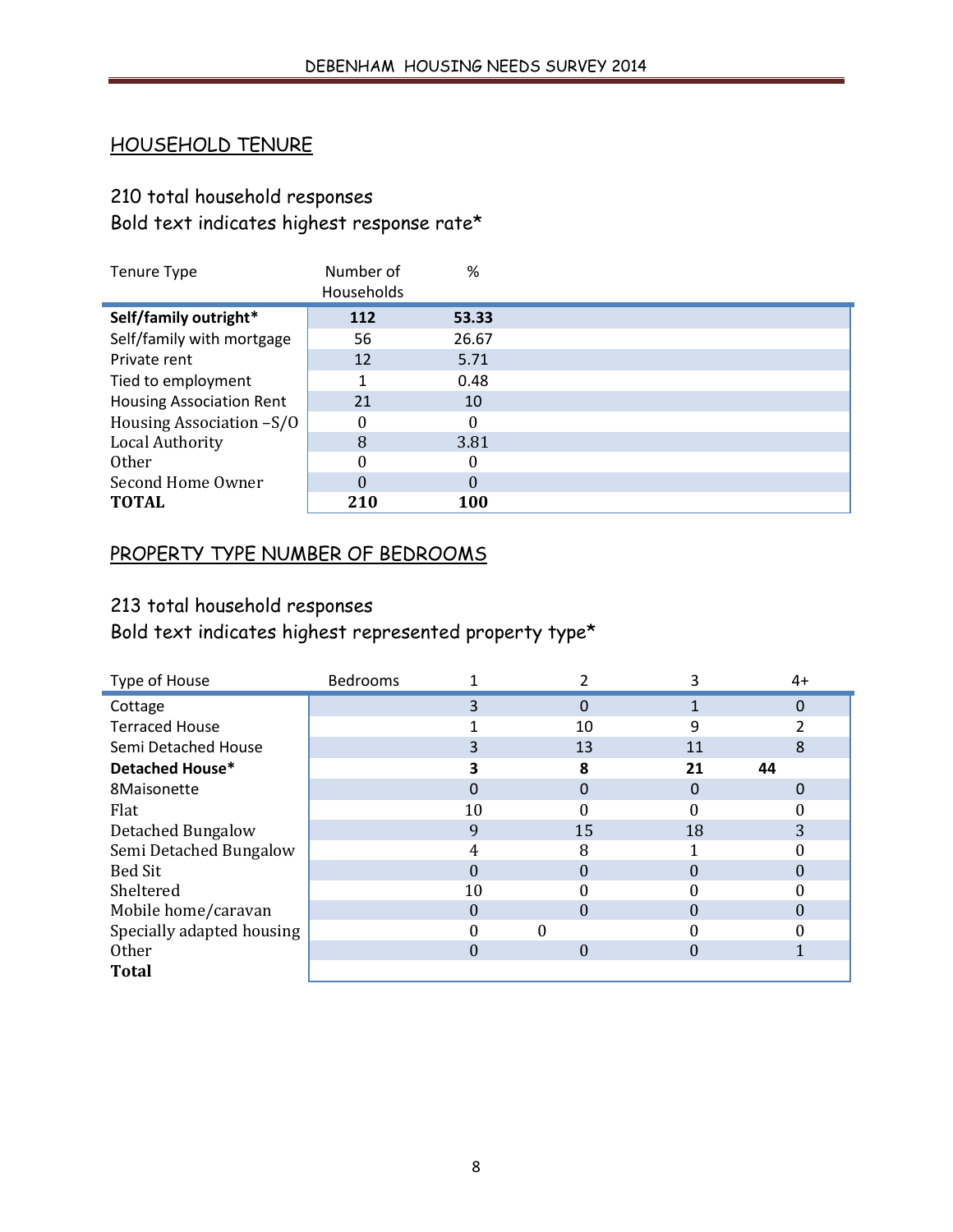## HOUSEHOLD TENURE

210 total household responses
Bold text indicates highest response rate*

| Tenure Type | Number of Households | % |
|---|---|---|
| **Self/family outright*** | **112** | **53.33** |
| Self/family with mortgage | 56 | 26.67 |
| Private rent | 12 | 5.71 |
| Tied to employment | 1 | 0.48 |
| Housing Association Rent | 21 | 10 |
| Housing Association –S/O | 0 | 0 |
| Local Authority | 8 | 3.81 |
| Other | 0 | 0 |
| Second Home Owner | 0 | 0 |
| **TOTAL** | **210** | **100** |

## PROPERTY TYPE NUMBER OF BEDROOMS

213 total household responses
Bold text indicates highest represented property type*

| Type of House | Bedrooms | 1 | 2 | 3 | 4+ |
|---|---|---|---|---|---|
| Cottage | | 3 | 0 | 1 | 0 |
| Terraced House | | 1 | 10 | 9 | 2 |
| Semi Detached House | | 3 | 13 | 11 | 8 |
| **Detached House*** | | **3** | **8** | **21** | **44** |
| 8Maisonette | | 0 | 0 | 0 | 0 |
| Flat | | 10 | 0 | 0 | 0 |
| Detached Bungalow | | 9 | 15 | 18 | 3 |
| Semi Detached Bungalow | | 4 | 8 | 1 | 0 |
| Bed Sit | | 0 | 0 | 0 | 0 |
| Sheltered | | 10 | 0 | 0 | 0 |
| Mobile home/caravan | | 0 | 0 | 0 | 0 |
| Specially adapted housing | | 0 | 0 | 0 | 0 |
| Other | | 0 | 0 | 0 | 1 |
| **Total** | | | | | |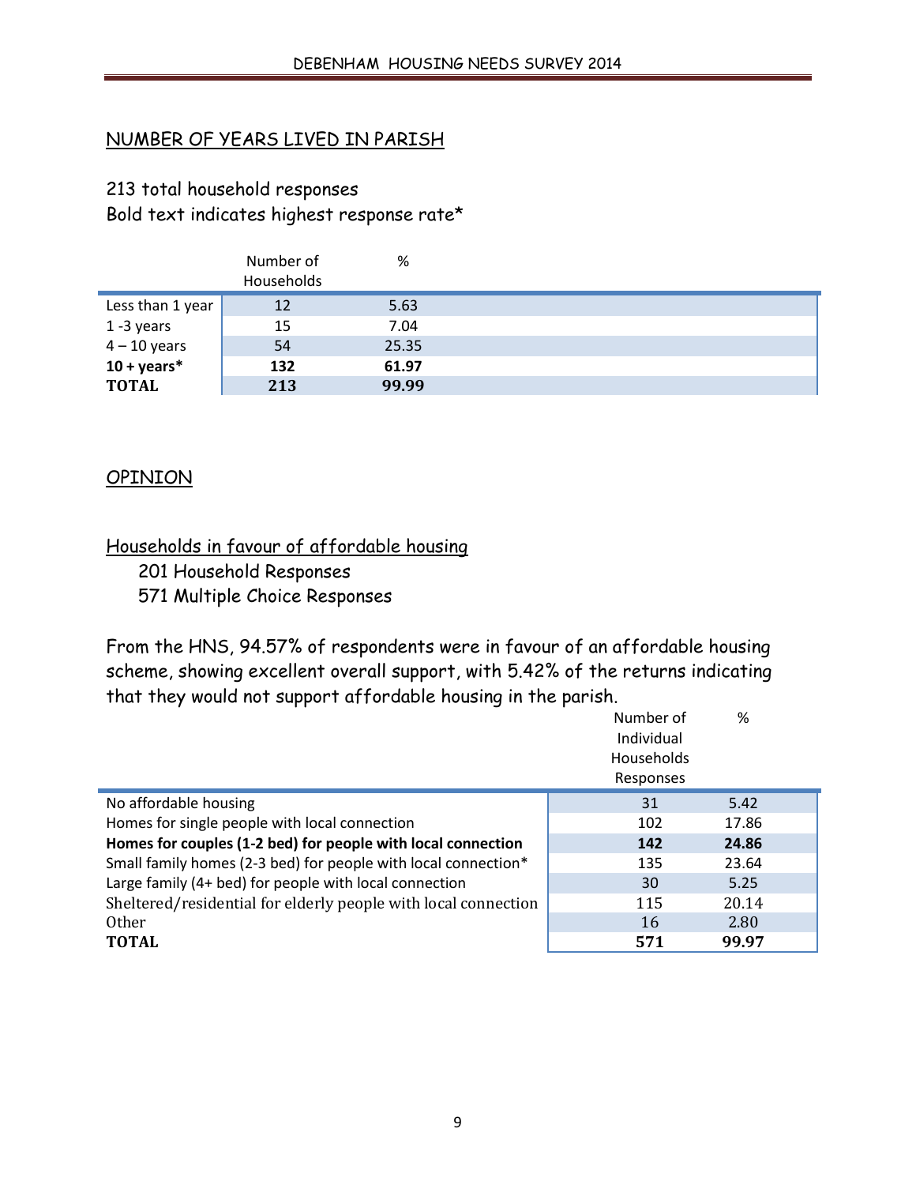## NUMBER OF YEARS LIVED IN PARISH

213 total household responses
Bold text indicates highest response rate*

| | Number of Households | % |
|---|---|---|
| Less than 1 year | 12 | 5.63 |
| 1 -3 years | 15 | 7.04 |
| 4 – 10 years | 54 | 25.35 |
| **10 + years*** | **132** | **61.97** |
| **TOTAL** | **213** | **99.99** |

## OPINION

### Households in favour of affordable housing

201 Household Responses
571 Multiple Choice Responses

From the HNS, 94.57% of respondents were in favour of an affordable housing scheme, showing excellent overall support, with 5.42% of the returns indicating that they would not support affordable housing in the parish.

| | Number of Individual Households Responses | % |
|---|---|---|
| No affordable housing | 31 | 5.42 |
| Homes for single people with local connection | 102 | 17.86 |
| **Homes for couples (1-2 bed) for people with local connection** | **142** | **24.86** |
| Small family homes (2-3 bed) for people with local connection* | 135 | 23.64 |
| Large family (4+ bed) for people with local connection | 30 | 5.25 |
| Sheltered/residential for elderly people with local connection | 115 | 20.14 |
| Other | 16 | 2.80 |
| **TOTAL** | **571** | **99.97** |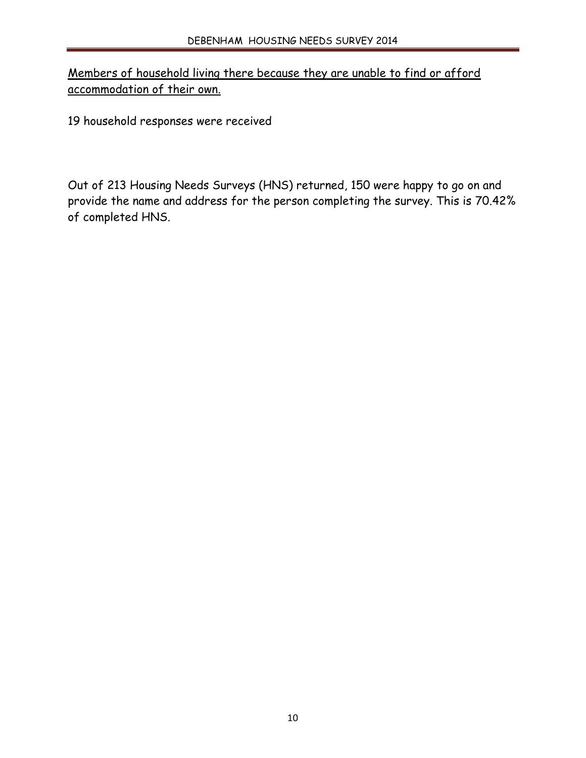Members of household living there because they are unable to find or afford accommodation of their own.

19 household responses were received

Out of 213 Housing Needs Surveys (HNS) returned, 150 were happy to go on and provide the name and address for the person completing the survey. This is 70.42% of completed HNS.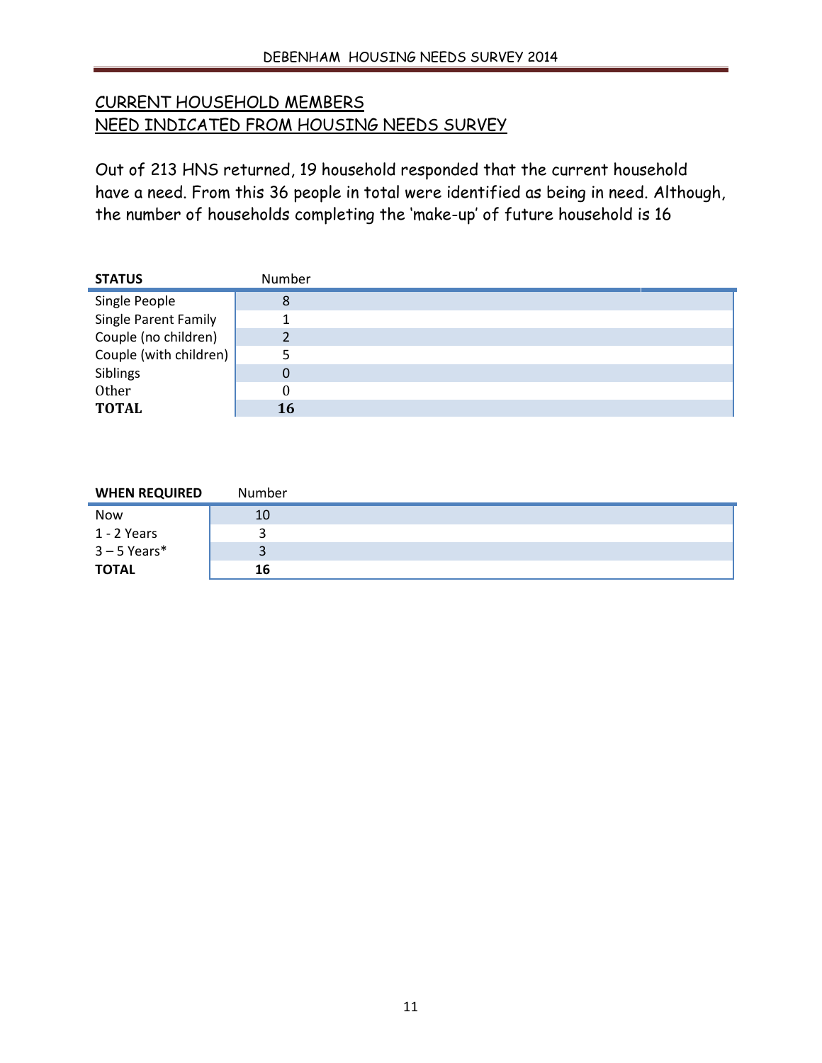## CURRENT HOUSEHOLD MEMBERS
## NEED INDICATED FROM HOUSING NEEDS SURVEY

Out of 213 HNS returned, 19 household responded that the current household have a need. From this 36 people in total were identified as being in need. Although, the number of households completing the 'make-up' of future household is 16

| STATUS | Number |
|---|---|
| Single People | 8 |
| Single Parent Family | 1 |
| Couple (no children) | 2 |
| Couple (with children) | 5 |
| Siblings | 0 |
| Other | 0 |
| **TOTAL** | **16** |

| WHEN REQUIRED | Number |
|---|---|
| Now | 10 |
| 1 - 2 Years | 3 |
| 3 – 5 Years* | 3 |
| **TOTAL** | **16** |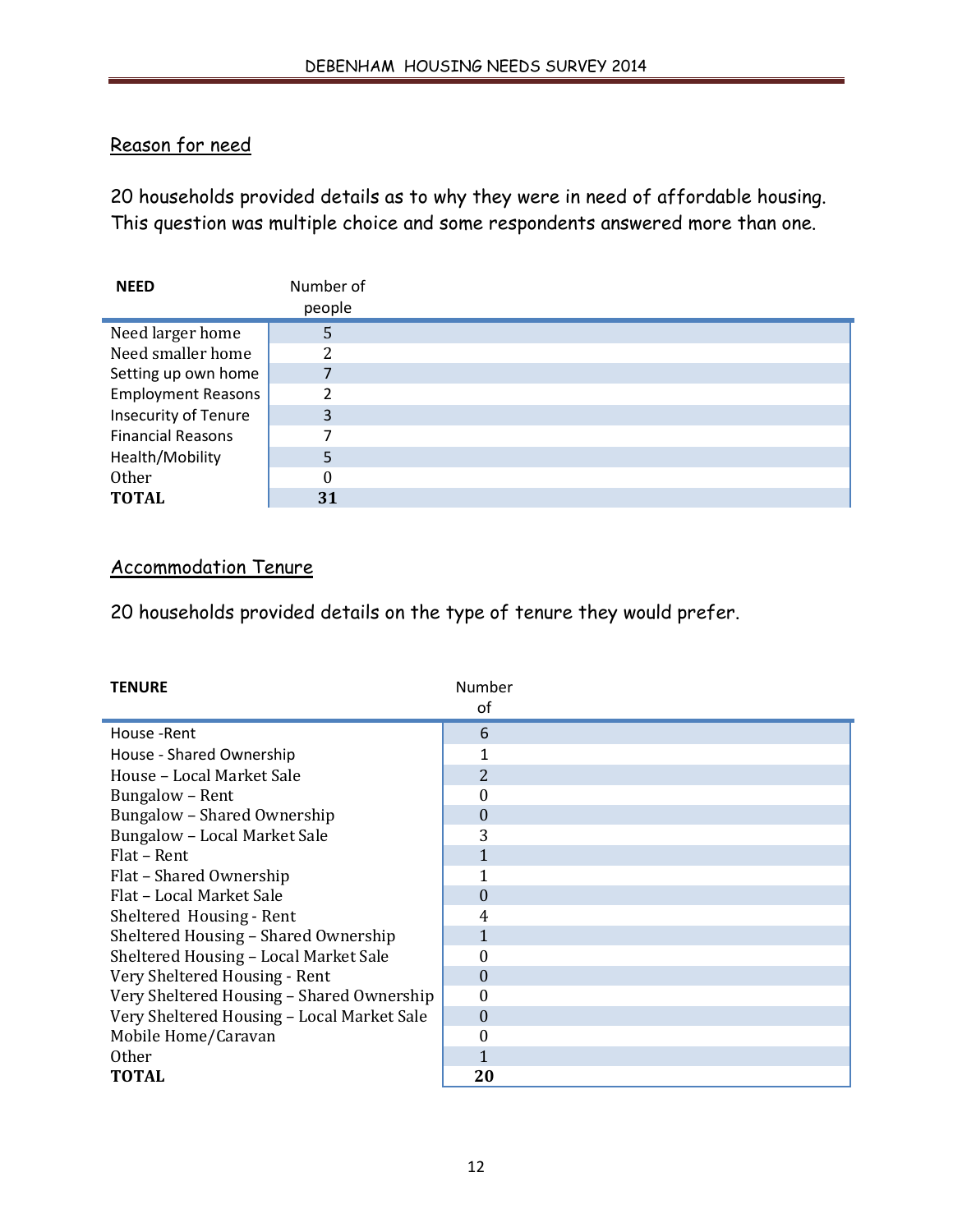## Reason for need

20 households provided details as to why they were in need of affordable housing. This question was multiple choice and some respondents answered more than one.

| NEED | Number of people |
|---|---|
| Need larger home | 5 |
| Need smaller home | 2 |
| Setting up own home | 7 |
| Employment Reasons | 2 |
| Insecurity of Tenure | 3 |
| Financial Reasons | 7 |
| Health/Mobility | 5 |
| Other | 0 |
| **TOTAL** | **31** |

## Accommodation Tenure

20 households provided details on the type of tenure they would prefer.

| TENURE | Number of |
|---|---|
| House -Rent | 6 |
| House - Shared Ownership | 1 |
| House – Local Market Sale | 2 |
| Bungalow – Rent | 0 |
| Bungalow – Shared Ownership | 0 |
| Bungalow – Local Market Sale | 3 |
| Flat – Rent | 1 |
| Flat – Shared Ownership | 1 |
| Flat – Local Market Sale | 0 |
| Sheltered Housing - Rent | 4 |
| Sheltered Housing – Shared Ownership | 1 |
| Sheltered Housing – Local Market Sale | 0 |
| Very Sheltered Housing - Rent | 0 |
| Very Sheltered Housing – Shared Ownership | 0 |
| Very Sheltered Housing – Local Market Sale | 0 |
| Mobile Home/Caravan | 0 |
| Other | 1 |
| **TOTAL** | **20** |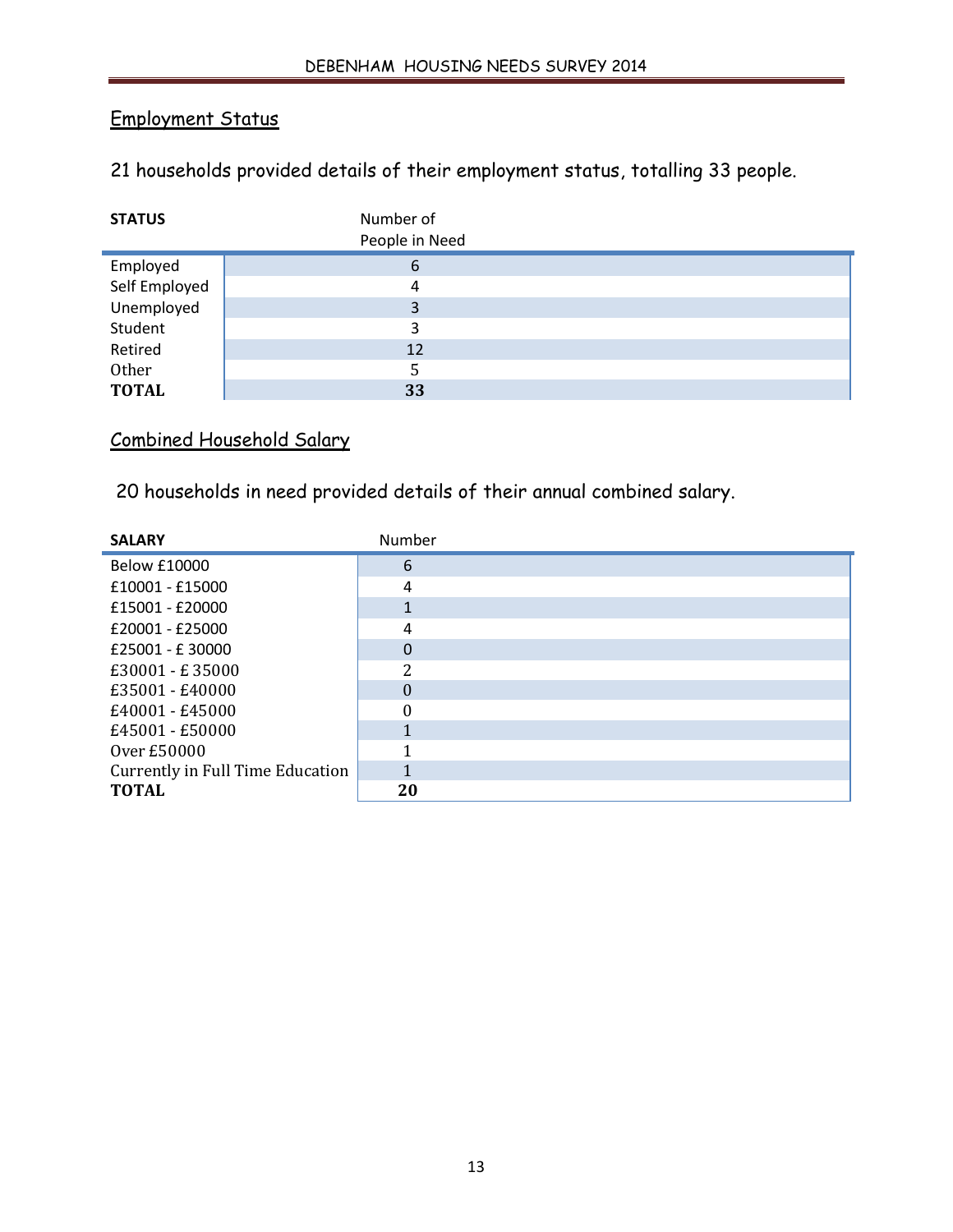## Employment Status

21 households provided details of their employment status, totalling 33 people.

| STATUS | Number of People in Need |
|---|---|
| Employed | 6 |
| Self Employed | 4 |
| Unemployed | 3 |
| Student | 3 |
| Retired | 12 |
| Other | 5 |
| **TOTAL** | **33** |

## Combined Household Salary

20 households in need provided details of their annual combined salary.

| SALARY | Number |
|---|---|
| Below £10000 | 6 |
| £10001 - £15000 | 4 |
| £15001 - £20000 | 1 |
| £20001 - £25000 | 4 |
| £25001 - £ 30000 | 0 |
| £30001 - £ 35000 | 2 |
| £35001 - £40000 | 0 |
| £40001 - £45000 | 0 |
| £45001 - £50000 | 1 |
| Over £50000 | 1 |
| Currently in Full Time Education | 1 |
| **TOTAL** | **20** |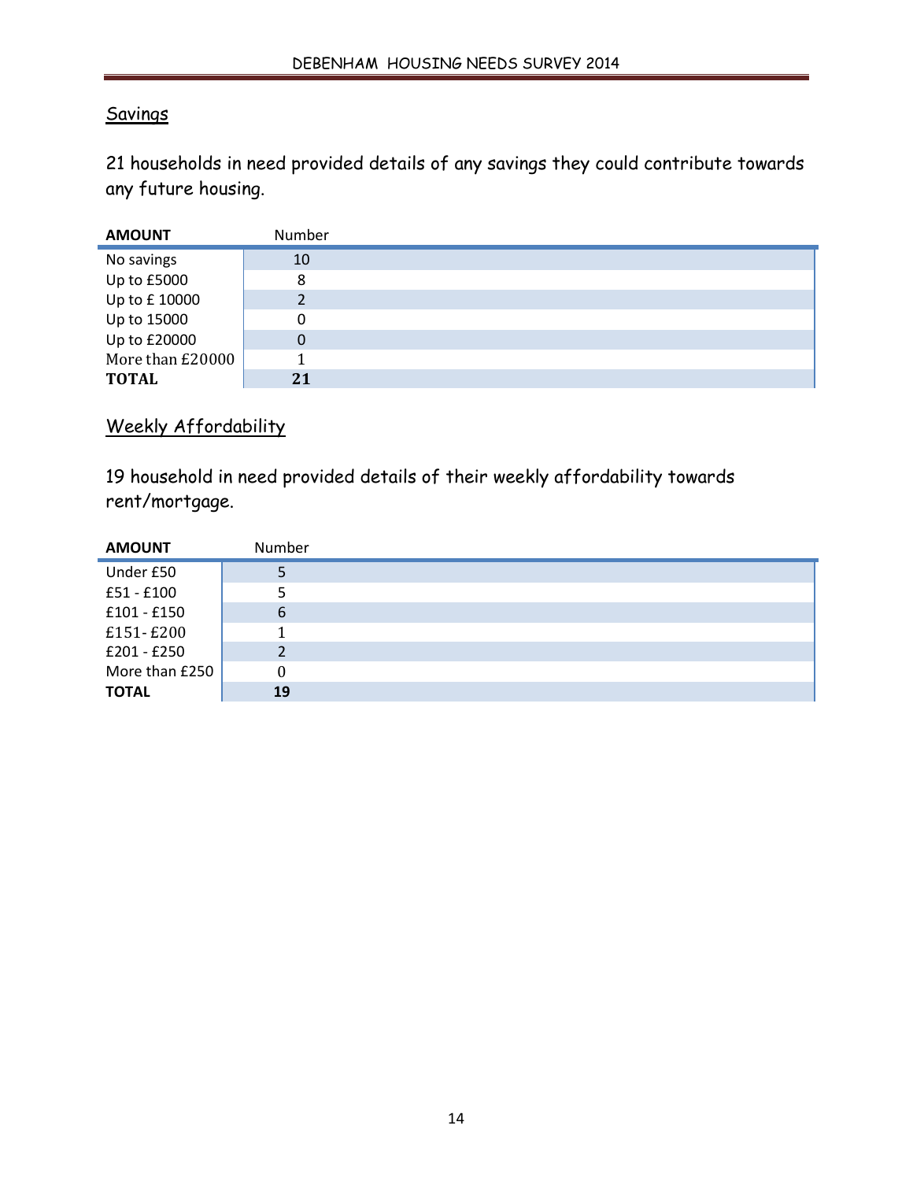## Savings

21 households in need provided details of any savings they could contribute towards any future housing.

| AMOUNT | Number |
|---|---|
| No savings | 10 |
| Up to £5000 | 8 |
| Up to £ 10000 | 2 |
| Up to 15000 | 0 |
| Up to £20000 | 0 |
| More than £20000 | 1 |
| **TOTAL** | **21** |

## Weekly Affordability

19 household in need provided details of their weekly affordability towards rent/mortgage.

| AMOUNT | Number |
|---|---|
| Under £50 | 5 |
| £51 - £100 | 5 |
| £101 - £150 | 6 |
| £151- £200 | 1 |
| £201 - £250 | 2 |
| More than £250 | 0 |
| **TOTAL** | **19** |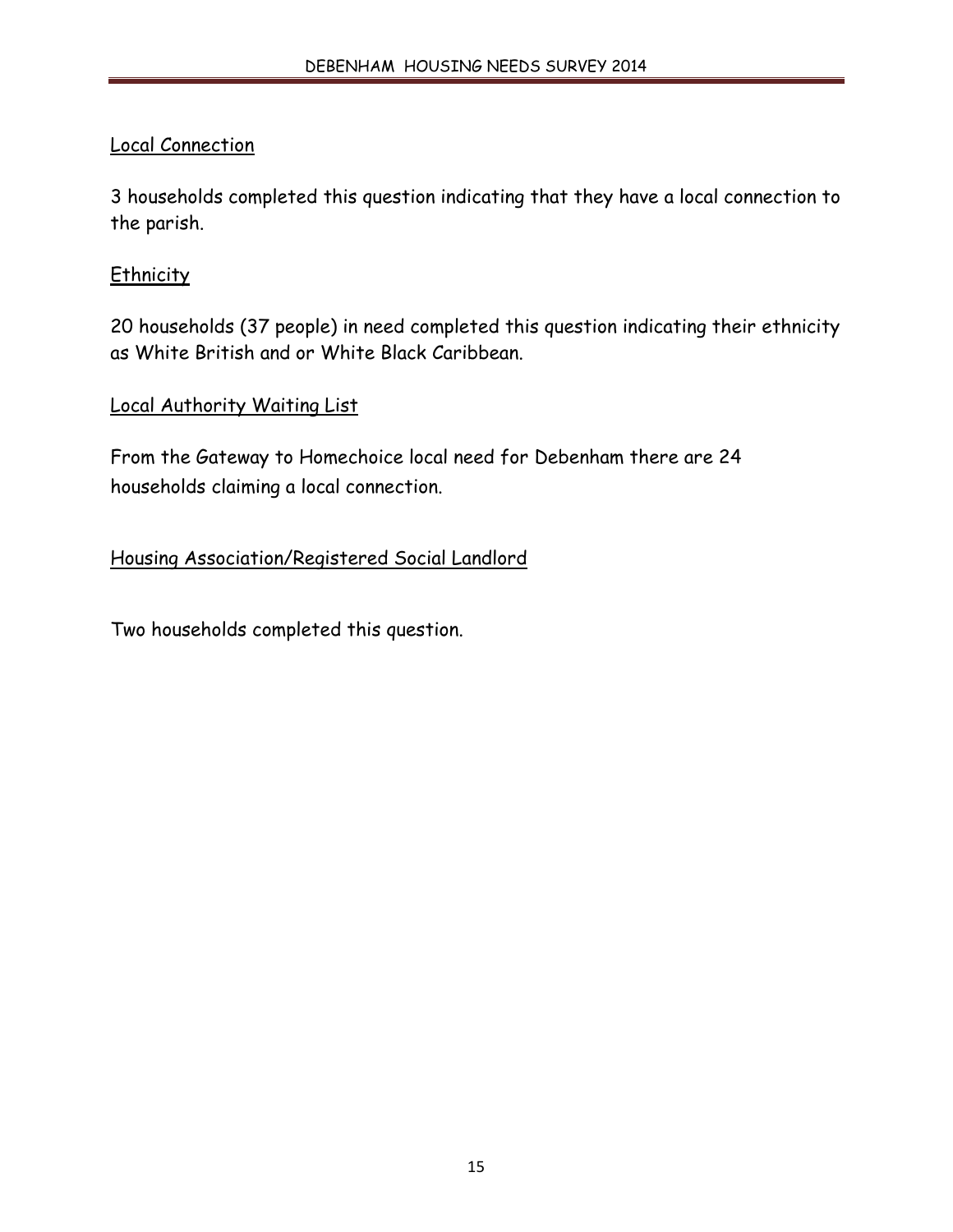<u>Local Connection</u>

3 households completed this question indicating that they have a local connection to the parish.

<u>Ethnicity</u>

20 households (37 people) in need completed this question indicating their ethnicity as White British and or White Black Caribbean.

<u>Local Authority Waiting List</u>

From the Gateway to Homechoice local need for Debenham there are 24 households claiming a local connection.

<u>Housing Association/Registered Social Landlord</u>

Two households completed this question.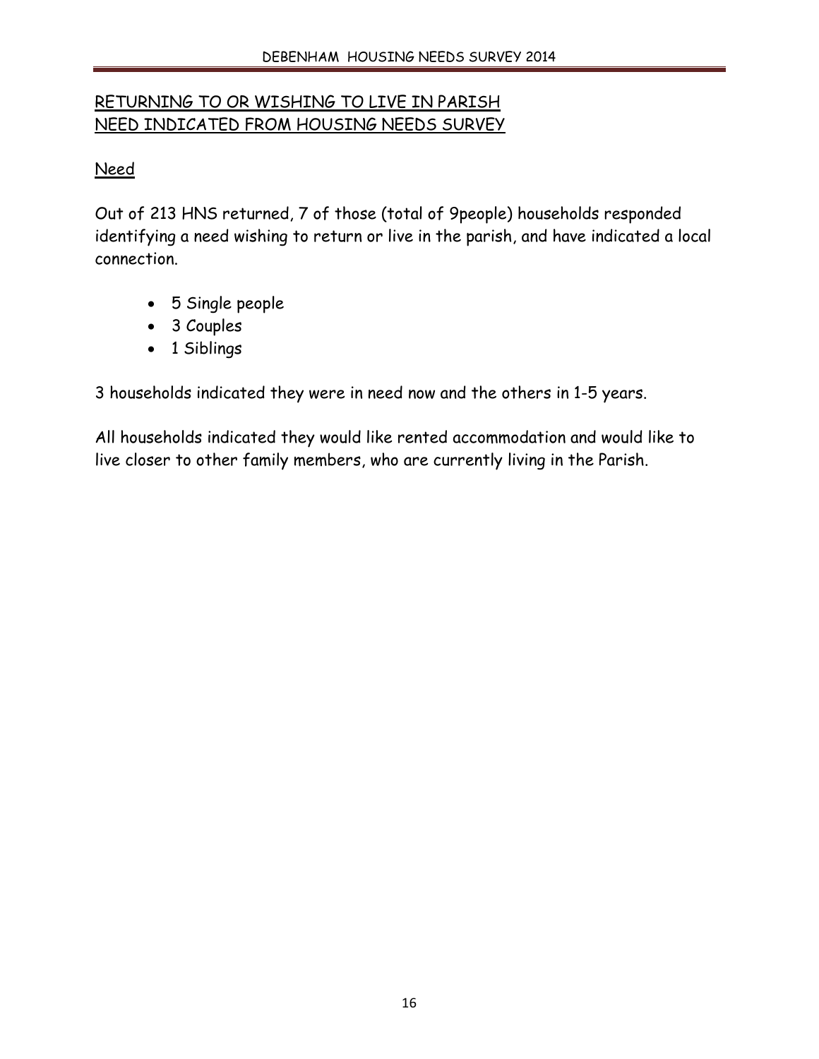## RETURNING TO OR WISHING TO LIVE IN PARISH
## NEED INDICATED FROM HOUSING NEEDS SURVEY

### Need

Out of 213 HNS returned, 7 of those (total of 9people) households responded identifying a need wishing to return or live in the parish, and have indicated a local connection.

- 5 Single people
- 3 Couples
- 1 Siblings

3 households indicated they were in need now and the others in 1-5 years.

All households indicated they would like rented accommodation and would like to live closer to other family members, who are currently living in the Parish.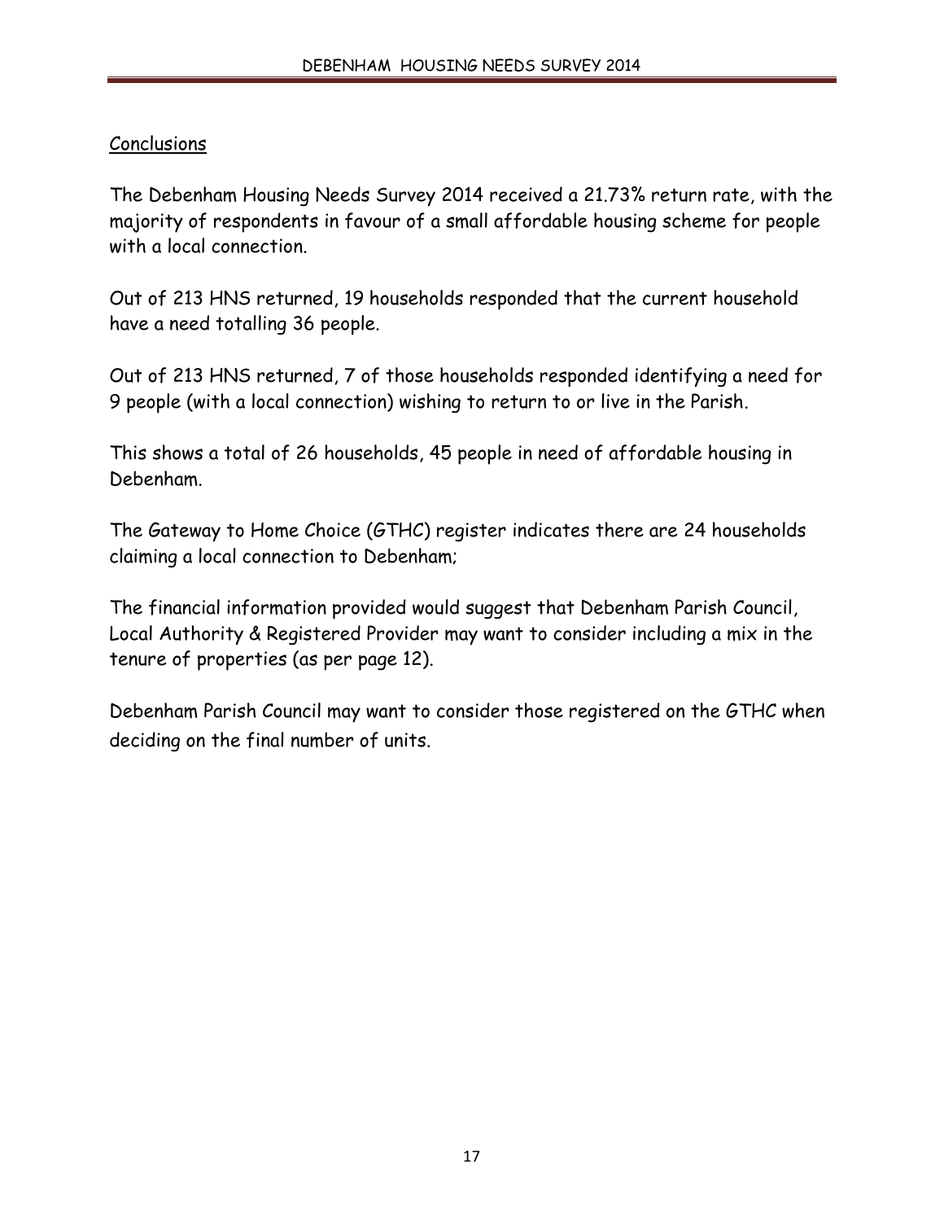## Conclusions

The Debenham Housing Needs Survey 2014 received a 21.73% return rate, with the majority of respondents in favour of a small affordable housing scheme for people with a local connection.

Out of 213 HNS returned, 19 households responded that the current household have a need totalling 36 people.

Out of 213 HNS returned, 7 of those households responded identifying a need for 9 people (with a local connection) wishing to return to or live in the Parish.

This shows a total of 26 households, 45 people in need of affordable housing in Debenham.

The Gateway to Home Choice (GTHC) register indicates there are 24 households claiming a local connection to Debenham;

The financial information provided would suggest that Debenham Parish Council, Local Authority & Registered Provider may want to consider including a mix in the tenure of properties (as per page 12).

Debenham Parish Council may want to consider those registered on the GTHC when deciding on the final number of units.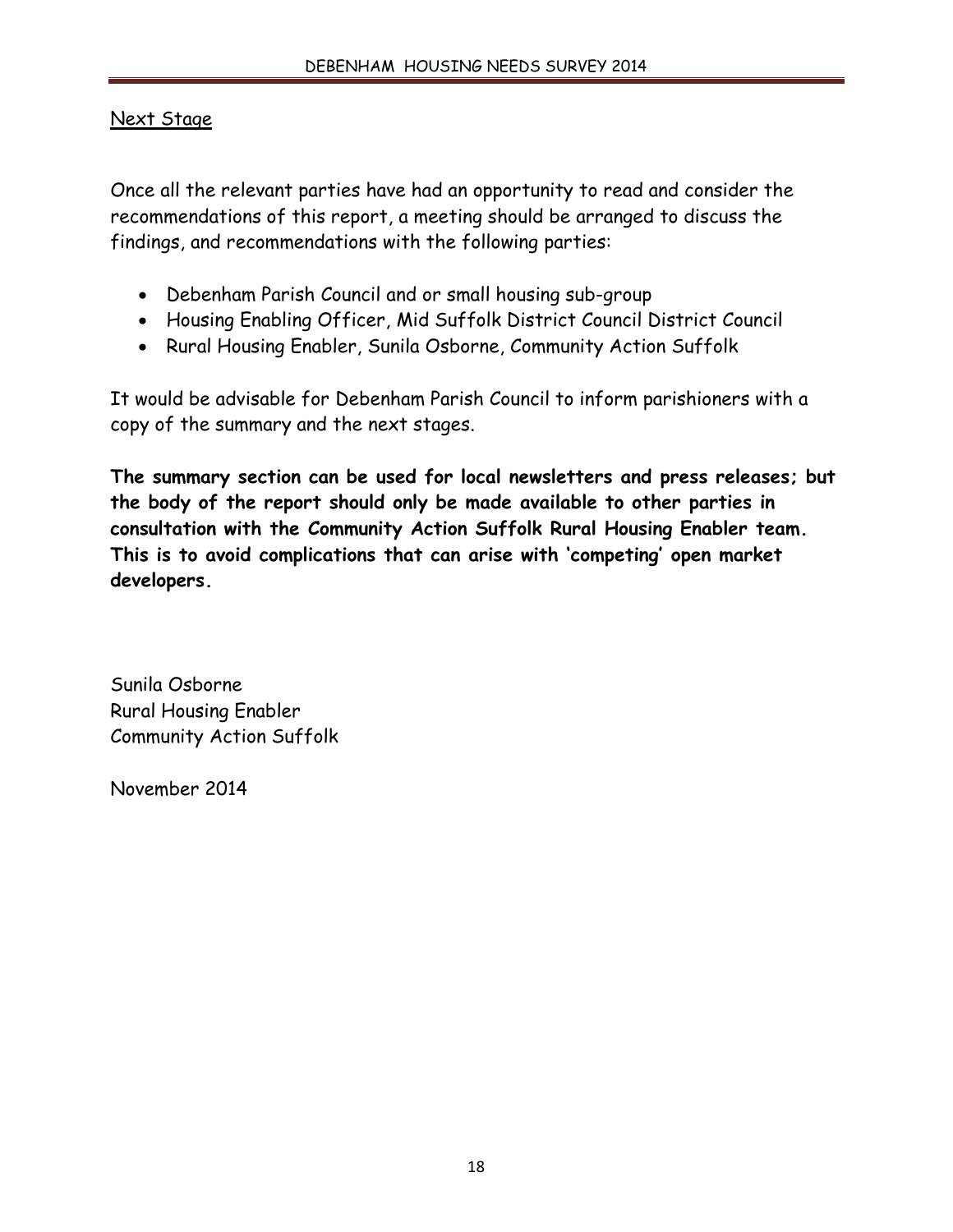## Next Stage

Once all the relevant parties have had an opportunity to read and consider the recommendations of this report, a meeting should be arranged to discuss the findings, and recommendations with the following parties:

- Debenham Parish Council and or small housing sub-group
- Housing Enabling Officer, Mid Suffolk District Council District Council
- Rural Housing Enabler, Sunila Osborne, Community Action Suffolk

It would be advisable for Debenham Parish Council to inform parishioners with a copy of the summary and the next stages.

**The summary section can be used for local newsletters and press releases; but the body of the report should only be made available to other parties in consultation with the Community Action Suffolk Rural Housing Enabler team. This is to avoid complications that can arise with 'competing' open market developers.**

Sunila Osborne
Rural Housing Enabler
Community Action Suffolk

November 2014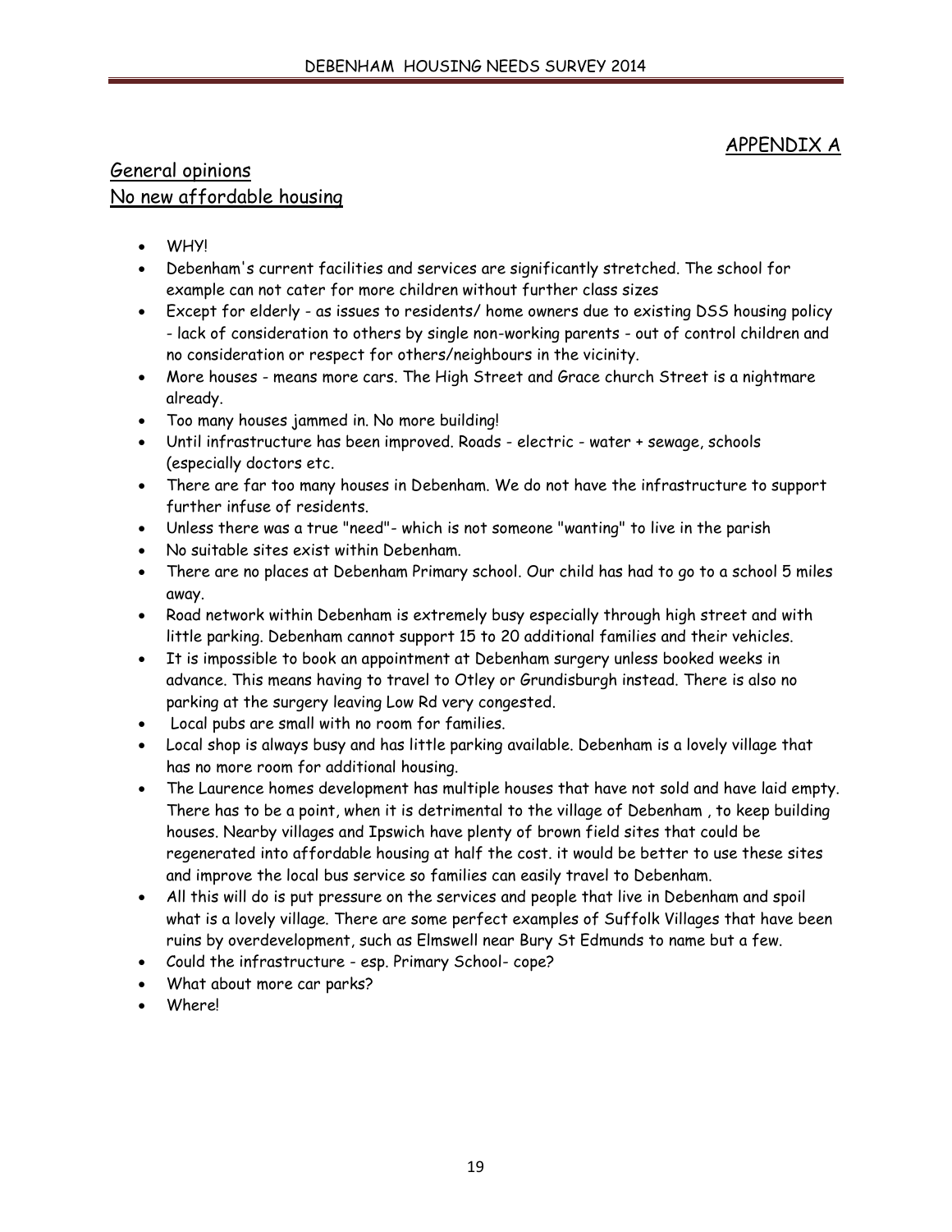APPENDIX A

## General opinions

## No new affordable housing

- WHY!
- Debenham's current facilities and services are significantly stretched. The school for example can not cater for more children without further class sizes
- Except for elderly - as issues to residents/ home owners due to existing DSS housing policy - lack of consideration to others by single non-working parents - out of control children and no consideration or respect for others/neighbours in the vicinity.
- More houses - means more cars. The High Street and Grace church Street is a nightmare already.
- Too many houses jammed in. No more building!
- Until infrastructure has been improved. Roads - electric - water + sewage, schools (especially doctors etc.
- There are far too many houses in Debenham. We do not have the infrastructure to support further infuse of residents.
- Unless there was a true "need"- which is not someone "wanting" to live in the parish
- No suitable sites exist within Debenham.
- There are no places at Debenham Primary school. Our child has had to go to a school 5 miles away.
- Road network within Debenham is extremely busy especially through high street and with little parking. Debenham cannot support 15 to 20 additional families and their vehicles.
- It is impossible to book an appointment at Debenham surgery unless booked weeks in advance. This means having to travel to Otley or Grundisburgh instead. There is also no parking at the surgery leaving Low Rd very congested.
- Local pubs are small with no room for families.
- Local shop is always busy and has little parking available. Debenham is a lovely village that has no more room for additional housing.
- The Laurence homes development has multiple houses that have not sold and have laid empty. There has to be a point, when it is detrimental to the village of Debenham , to keep building houses. Nearby villages and Ipswich have plenty of brown field sites that could be regenerated into affordable housing at half the cost. it would be better to use these sites and improve the local bus service so families can easily travel to Debenham.
- All this will do is put pressure on the services and people that live in Debenham and spoil what is a lovely village. There are some perfect examples of Suffolk Villages that have been ruins by overdevelopment, such as Elmswell near Bury St Edmunds to name but a few.
- Could the infrastructure - esp. Primary School- cope?
- What about more car parks?
- Where!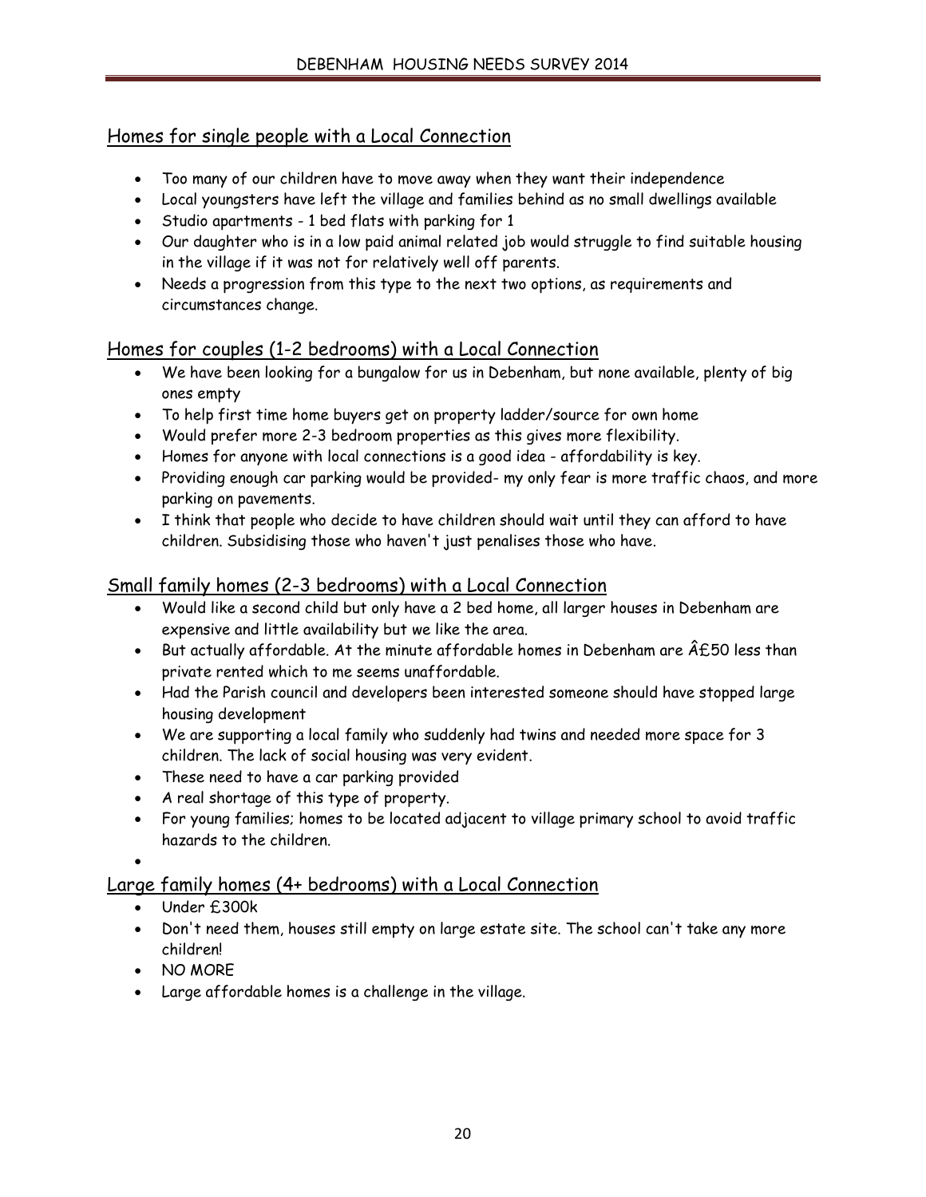## Homes for single people with a Local Connection

- Too many of our children have to move away when they want their independence
- Local youngsters have left the village and families behind as no small dwellings available
- Studio apartments - 1 bed flats with parking for 1
- Our daughter who is in a low paid animal related job would struggle to find suitable housing in the village if it was not for relatively well off parents.
- Needs a progression from this type to the next two options, as requirements and circumstances change.

## Homes for couples (1-2 bedrooms) with a Local Connection

- We have been looking for a bungalow for us in Debenham, but none available, plenty of big ones empty
- To help first time home buyers get on property ladder/source for own home
- Would prefer more 2-3 bedroom properties as this gives more flexibility.
- Homes for anyone with local connections is a good idea - affordability is key.
- Providing enough car parking would be provided- my only fear is more traffic chaos, and more parking on pavements.
- I think that people who decide to have children should wait until they can afford to have children. Subsidising those who haven't just penalises those who have.

## Small family homes (2-3 bedrooms) with a Local Connection

- Would like a second child but only have a 2 bed home, all larger houses in Debenham are expensive and little availability but we like the area.
- But actually affordable. At the minute affordable homes in Debenham are Â£50 less than private rented which to me seems unaffordable.
- Had the Parish council and developers been interested someone should have stopped large housing development
- We are supporting a local family who suddenly had twins and needed more space for 3 children. The lack of social housing was very evident.
- These need to have a car parking provided
- A real shortage of this type of property.
- For young families; homes to be located adjacent to village primary school to avoid traffic hazards to the children.

## Large family homes (4+ bedrooms) with a Local Connection

- Under £300k
- Don't need them, houses still empty on large estate site. The school can't take any more children!
- NO MORE
- Large affordable homes is a challenge in the village.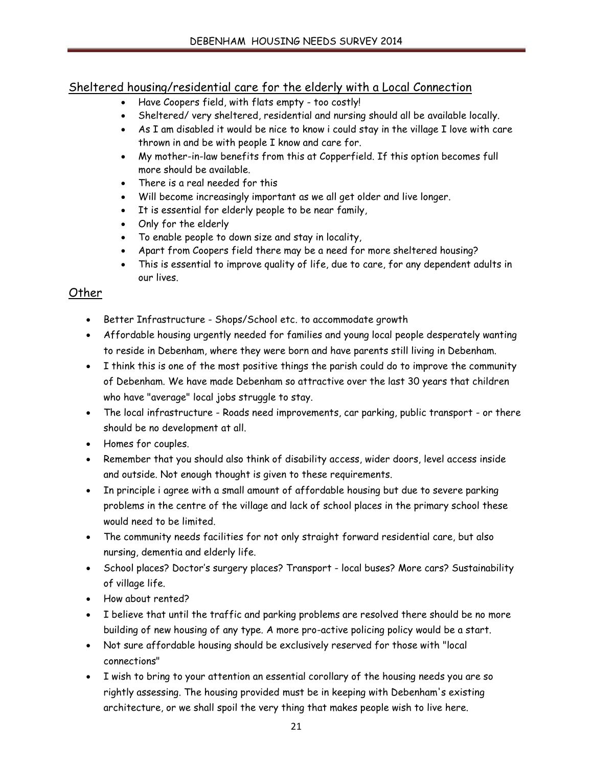## Sheltered housing/residential care for the elderly with a Local Connection

- Have Coopers field, with flats empty - too costly!
- Sheltered/ very sheltered, residential and nursing should all be available locally.
- As I am disabled it would be nice to know i could stay in the village I love with care thrown in and be with people I know and care for.
- My mother-in-law benefits from this at Copperfield. If this option becomes full more should be available.
- There is a real needed for this
- Will become increasingly important as we all get older and live longer.
- It is essential for elderly people to be near family,
- Only for the elderly
- To enable people to down size and stay in locality,
- Apart from Coopers field there may be a need for more sheltered housing?
- This is essential to improve quality of life, due to care, for any dependent adults in our lives.

## Other

- Better Infrastructure - Shops/School etc. to accommodate growth
- Affordable housing urgently needed for families and young local people desperately wanting to reside in Debenham, where they were born and have parents still living in Debenham.
- I think this is one of the most positive things the parish could do to improve the community of Debenham. We have made Debenham so attractive over the last 30 years that children who have "average" local jobs struggle to stay.
- The local infrastructure - Roads need improvements, car parking, public transport - or there should be no development at all.
- Homes for couples.
- Remember that you should also think of disability access, wider doors, level access inside and outside. Not enough thought is given to these requirements.
- In principle i agree with a small amount of affordable housing but due to severe parking problems in the centre of the village and lack of school places in the primary school these would need to be limited.
- The community needs facilities for not only straight forward residential care, but also nursing, dementia and elderly life.
- School places? Doctor's surgery places? Transport - local buses? More cars? Sustainability of village life.
- How about rented?
- I believe that until the traffic and parking problems are resolved there should be no more building of new housing of any type. A more pro-active policing policy would be a start.
- Not sure affordable housing should be exclusively reserved for those with "local connections"
- I wish to bring to your attention an essential corollary of the housing needs you are so rightly assessing. The housing provided must be in keeping with Debenham's existing architecture, or we shall spoil the very thing that makes people wish to live here.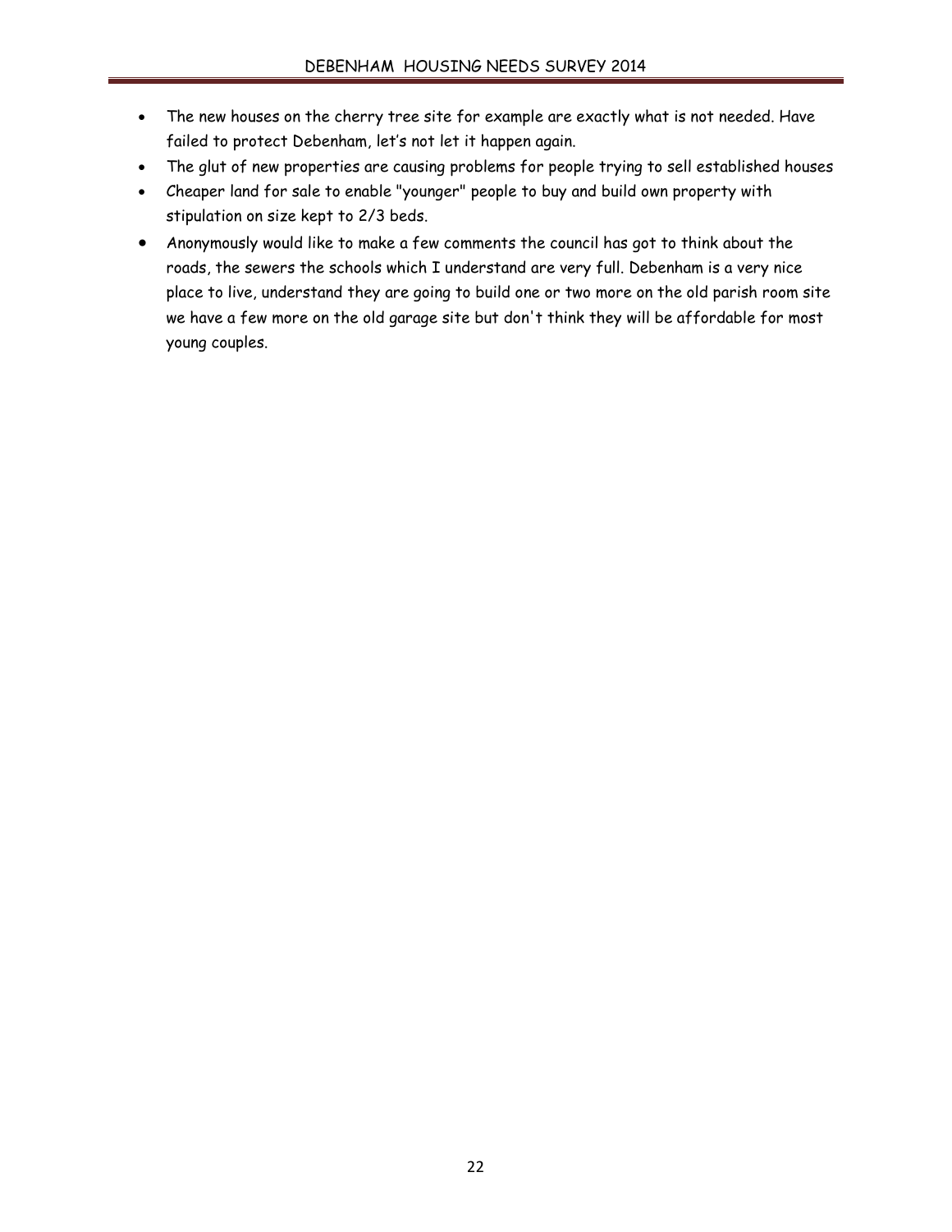- The new houses on the cherry tree site for example are exactly what is not needed. Have failed to protect Debenham, let's not let it happen again.
- The glut of new properties are causing problems for people trying to sell established houses
- Cheaper land for sale to enable "younger" people to buy and build own property with stipulation on size kept to 2/3 beds.
- Anonymously would like to make a few comments the council has got to think about the roads, the sewers the schools which I understand are very full. Debenham is a very nice place to live, understand they are going to build one or two more on the old parish room site we have a few more on the old garage site but don't think they will be affordable for most young couples.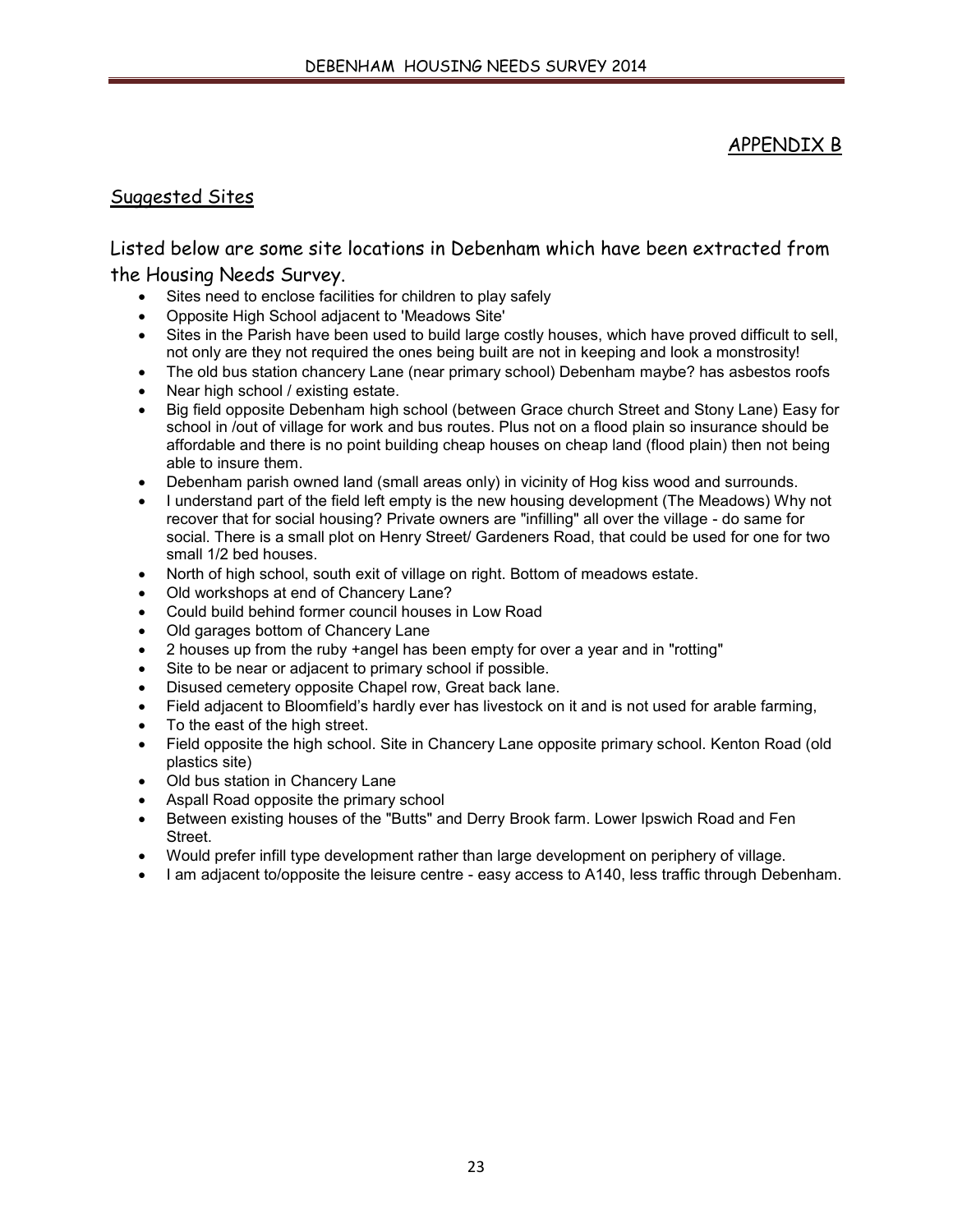## APPENDIX B

### Suggested Sites

Listed below are some site locations in Debenham which have been extracted from the Housing Needs Survey.

- Sites need to enclose facilities for children to play safely
- Opposite High School adjacent to 'Meadows Site'
- Sites in the Parish have been used to build large costly houses, which have proved difficult to sell, not only are they not required the ones being built are not in keeping and look a monstrosity!
- The old bus station chancery Lane (near primary school) Debenham maybe? has asbestos roofs
- Near high school / existing estate.
- Big field opposite Debenham high school (between Grace church Street and Stony Lane) Easy for school in /out of village for work and bus routes. Plus not on a flood plain so insurance should be affordable and there is no point building cheap houses on cheap land (flood plain) then not being able to insure them.
- Debenham parish owned land (small areas only) in vicinity of Hog kiss wood and surrounds.
- I understand part of the field left empty is the new housing development (The Meadows) Why not recover that for social housing? Private owners are "infilling" all over the village - do same for social. There is a small plot on Henry Street/ Gardeners Road, that could be used for one for two small 1/2 bed houses.
- North of high school, south exit of village on right. Bottom of meadows estate.
- Old workshops at end of Chancery Lane?
- Could build behind former council houses in Low Road
- Old garages bottom of Chancery Lane
- 2 houses up from the ruby +angel has been empty for over a year and in "rotting"
- Site to be near or adjacent to primary school if possible.
- Disused cemetery opposite Chapel row, Great back lane.
- Field adjacent to Bloomfield's hardly ever has livestock on it and is not used for arable farming,
- To the east of the high street.
- Field opposite the high school. Site in Chancery Lane opposite primary school. Kenton Road (old plastics site)
- Old bus station in Chancery Lane
- Aspall Road opposite the primary school
- Between existing houses of the "Butts" and Derry Brook farm. Lower Ipswich Road and Fen Street.
- Would prefer infill type development rather than large development on periphery of village.
- I am adjacent to/opposite the leisure centre - easy access to A140, less traffic through Debenham.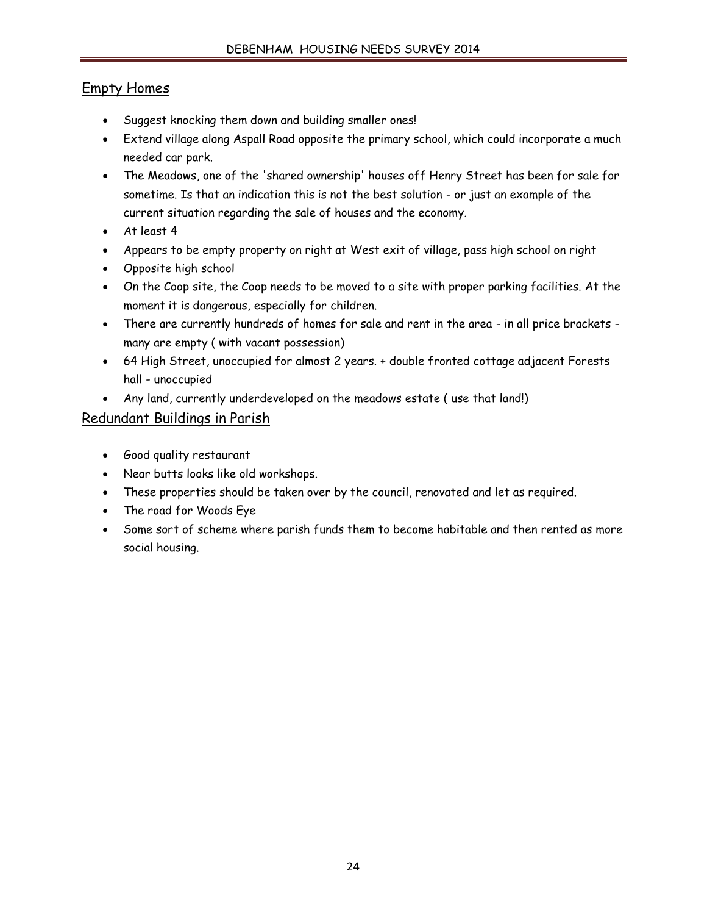## Empty Homes

- Suggest knocking them down and building smaller ones!
- Extend village along Aspall Road opposite the primary school, which could incorporate a much needed car park.
- The Meadows, one of the 'shared ownership' houses off Henry Street has been for sale for sometime. Is that an indication this is not the best solution - or just an example of the current situation regarding the sale of houses and the economy.
- At least 4
- Appears to be empty property on right at West exit of village, pass high school on right
- Opposite high school
- On the Coop site, the Coop needs to be moved to a site with proper parking facilities. At the moment it is dangerous, especially for children.
- There are currently hundreds of homes for sale and rent in the area - in all price brackets - many are empty ( with vacant possession)
- 64 High Street, unoccupied for almost 2 years. + double fronted cottage adjacent Forests hall - unoccupied
- Any land, currently underdeveloped on the meadows estate ( use that land!)

## Redundant Buildings in Parish

- Good quality restaurant
- Near butts looks like old workshops.
- These properties should be taken over by the council, renovated and let as required.
- The road for Woods Eye
- Some sort of scheme where parish funds them to become habitable and then rented as more social housing.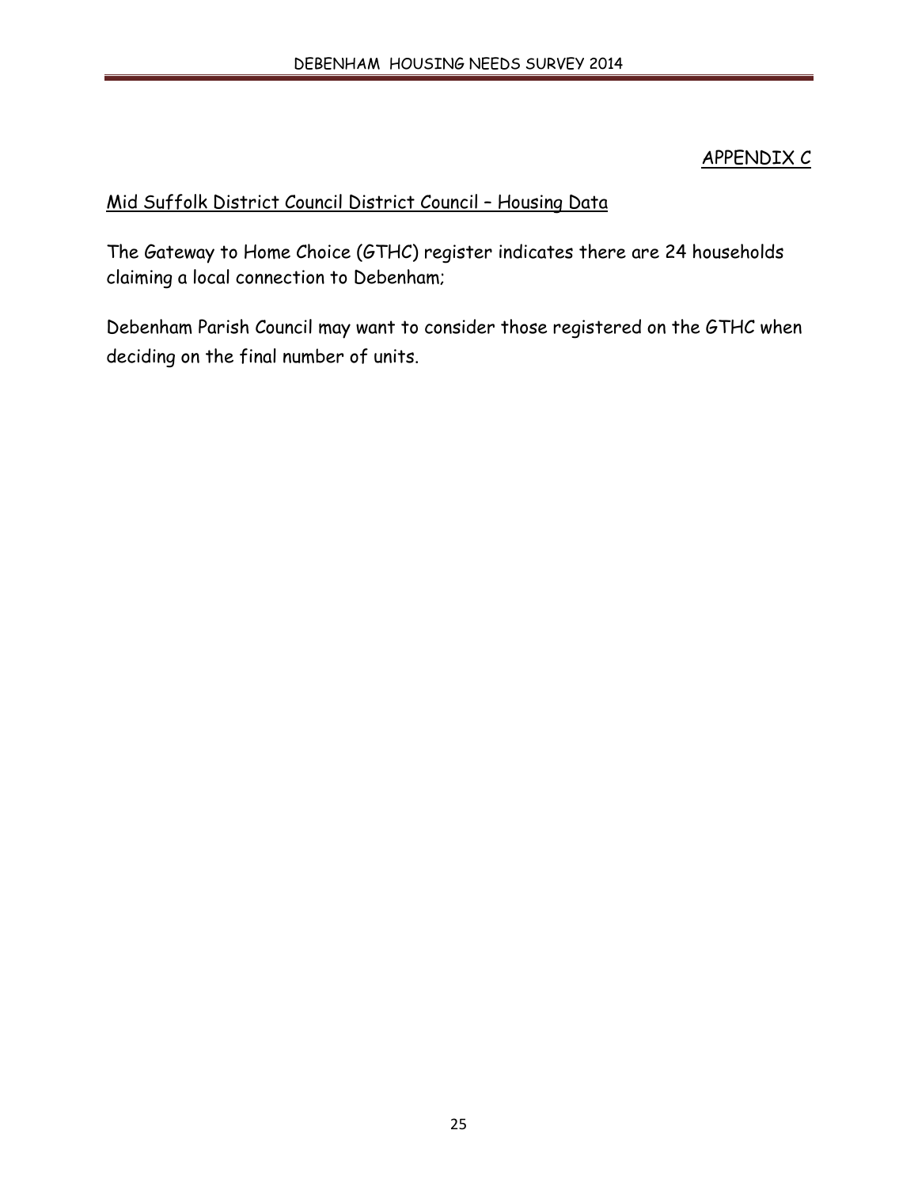APPENDIX C

Mid Suffolk District Council District Council – Housing Data

The Gateway to Home Choice (GTHC) register indicates there are 24 households claiming a local connection to Debenham;

Debenham Parish Council may want to consider those registered on the GTHC when deciding on the final number of units.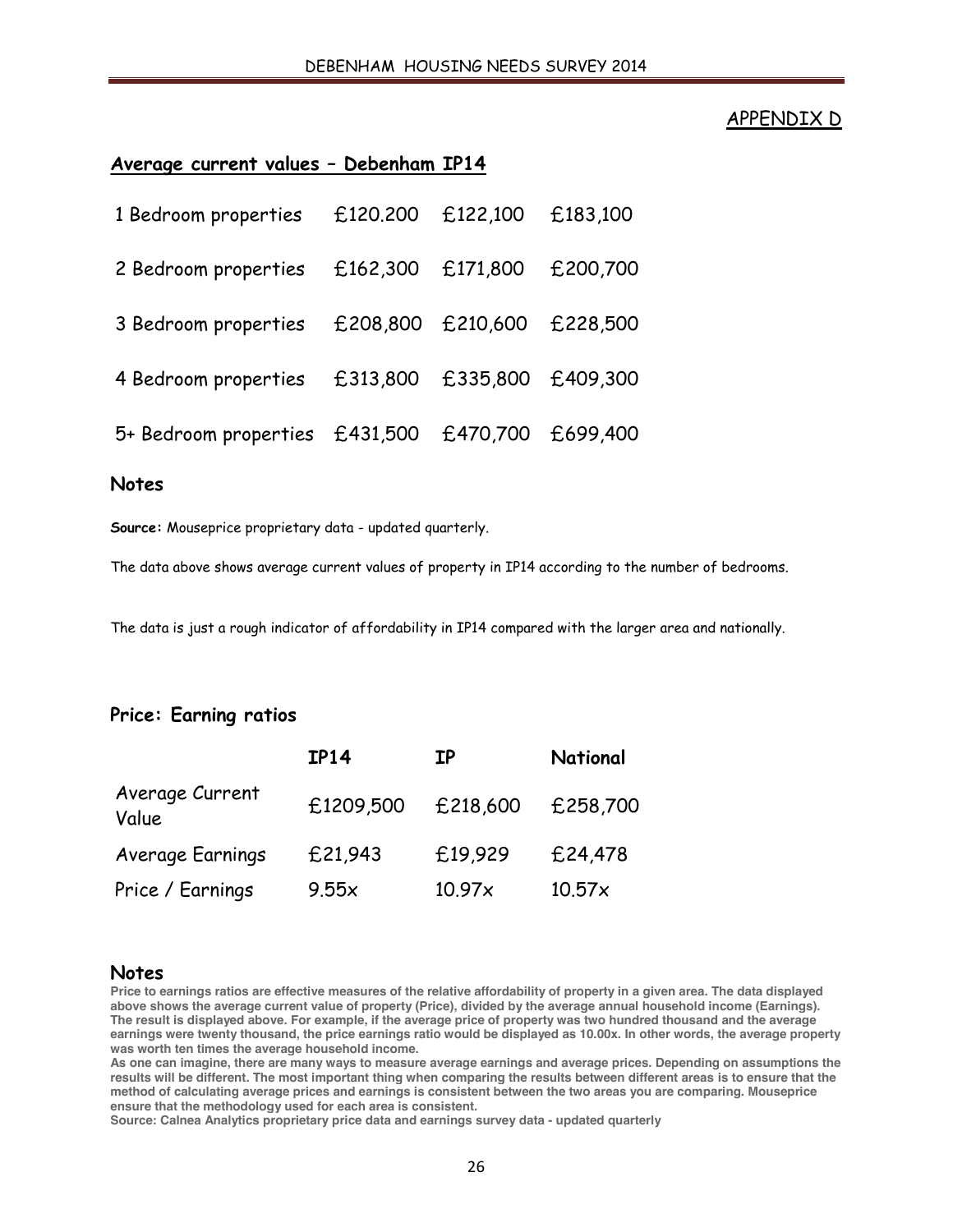APPENDIX D

## Average current values – Debenham IP14

| | | | |
|---|---|---|---|
| 1 Bedroom properties | £120.200 | £122,100 | £183,100 |
| 2 Bedroom properties | £162,300 | £171,800 | £200,700 |
| 3 Bedroom properties | £208,800 | £210,600 | £228,500 |
| 4 Bedroom properties | £313,800 | £335,800 | £409,300 |
| 5+ Bedroom properties | £431,500 | £470,700 | £699,400 |

### Notes

**Source:** Mouseprice proprietary data - updated quarterly.

The data above shows average current values of property in IP14 according to the number of bedrooms.

The data is just a rough indicator of affordability in IP14 compared with the larger area and nationally.

## Price: Earning ratios

| | IP14 | IP | National |
|---|---|---|---|
| Average Current Value | £1209,500 | £218,600 | £258,700 |
| Average Earnings | £21,943 | £19,929 | £24,478 |
| Price / Earnings | 9.55x | 10.97x | 10.57x |

### Notes

**Price to earnings ratios are effective measures of the relative affordability of property in a given area. The data displayed above shows the average current value of property (Price), divided by the average annual household income (Earnings). The result is displayed above. For example, if the average price of property was two hundred thousand and the average earnings were twenty thousand, the price earnings ratio would be displayed as 10.00x. In other words, the average property was worth ten times the average household income.**

**As one can imagine, there are many ways to measure average earnings and average prices. Depending on assumptions the results will be different. The most important thing when comparing the results between different areas is to ensure that the method of calculating average prices and earnings is consistent between the two areas you are comparing. Mouseprice ensure that the methodology used for each area is consistent.**

**Source: Calnea Analytics proprietary price data and earnings survey data - updated quarterly**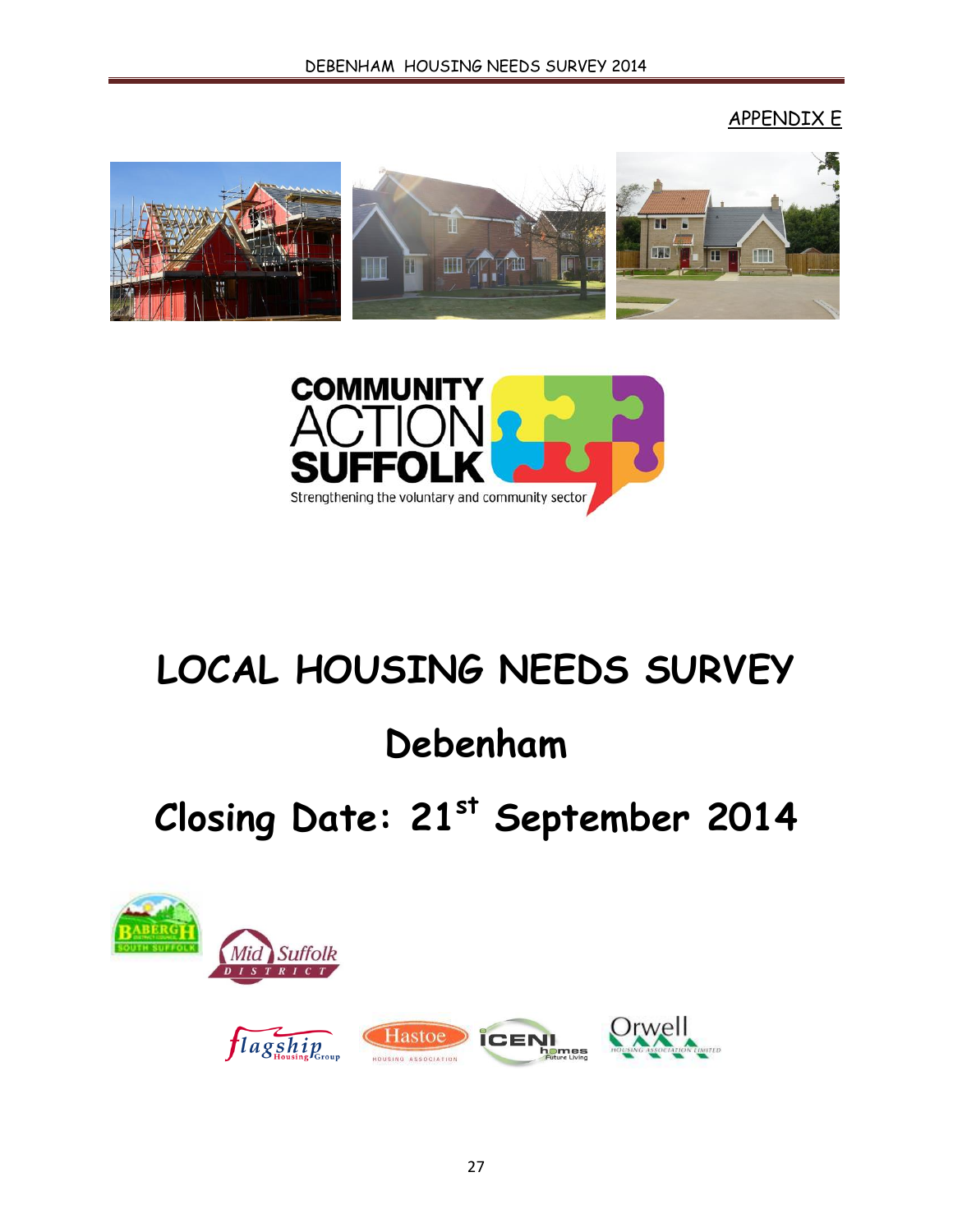APPENDIX E

# LOCAL HOUSING NEEDS SURVEY

# Debenham

# Closing Date: 21st September 2014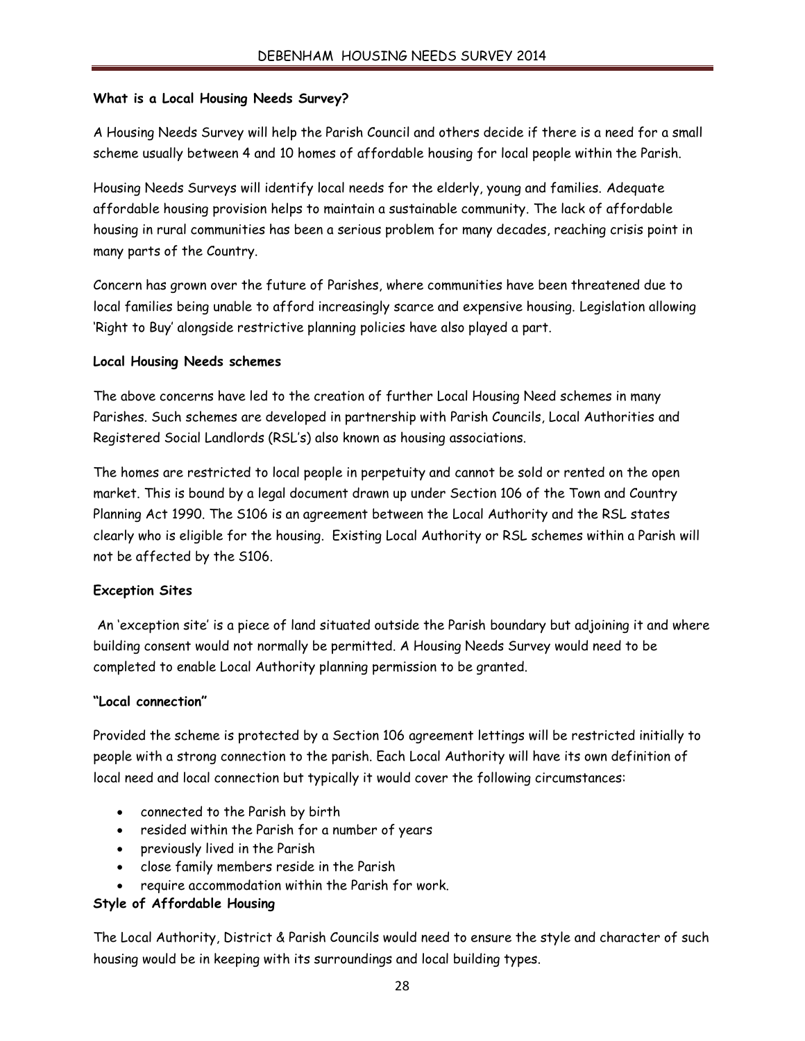### What is a Local Housing Needs Survey?

A Housing Needs Survey will help the Parish Council and others decide if there is a need for a small scheme usually between 4 and 10 homes of affordable housing for local people within the Parish.

Housing Needs Surveys will identify local needs for the elderly, young and families. Adequate affordable housing provision helps to maintain a sustainable community. The lack of affordable housing in rural communities has been a serious problem for many decades, reaching crisis point in many parts of the Country.

Concern has grown over the future of Parishes, where communities have been threatened due to local families being unable to afford increasingly scarce and expensive housing. Legislation allowing 'Right to Buy' alongside restrictive planning policies have also played a part.

### Local Housing Needs schemes

The above concerns have led to the creation of further Local Housing Need schemes in many Parishes. Such schemes are developed in partnership with Parish Councils, Local Authorities and Registered Social Landlords (RSL's) also known as housing associations.

The homes are restricted to local people in perpetuity and cannot be sold or rented on the open market. This is bound by a legal document drawn up under Section 106 of the Town and Country Planning Act 1990. The S106 is an agreement between the Local Authority and the RSL states clearly who is eligible for the housing. Existing Local Authority or RSL schemes within a Parish will not be affected by the S106.

### Exception Sites

An 'exception site' is a piece of land situated outside the Parish boundary but adjoining it and where building consent would not normally be permitted. A Housing Needs Survey would need to be completed to enable Local Authority planning permission to be granted.

### "Local connection"

Provided the scheme is protected by a Section 106 agreement lettings will be restricted initially to people with a strong connection to the parish. Each Local Authority will have its own definition of local need and local connection but typically it would cover the following circumstances:

- connected to the Parish by birth
- resided within the Parish for a number of years
- previously lived in the Parish
- close family members reside in the Parish
- require accommodation within the Parish for work.

### Style of Affordable Housing

The Local Authority, District & Parish Councils would need to ensure the style and character of such housing would be in keeping with its surroundings and local building types.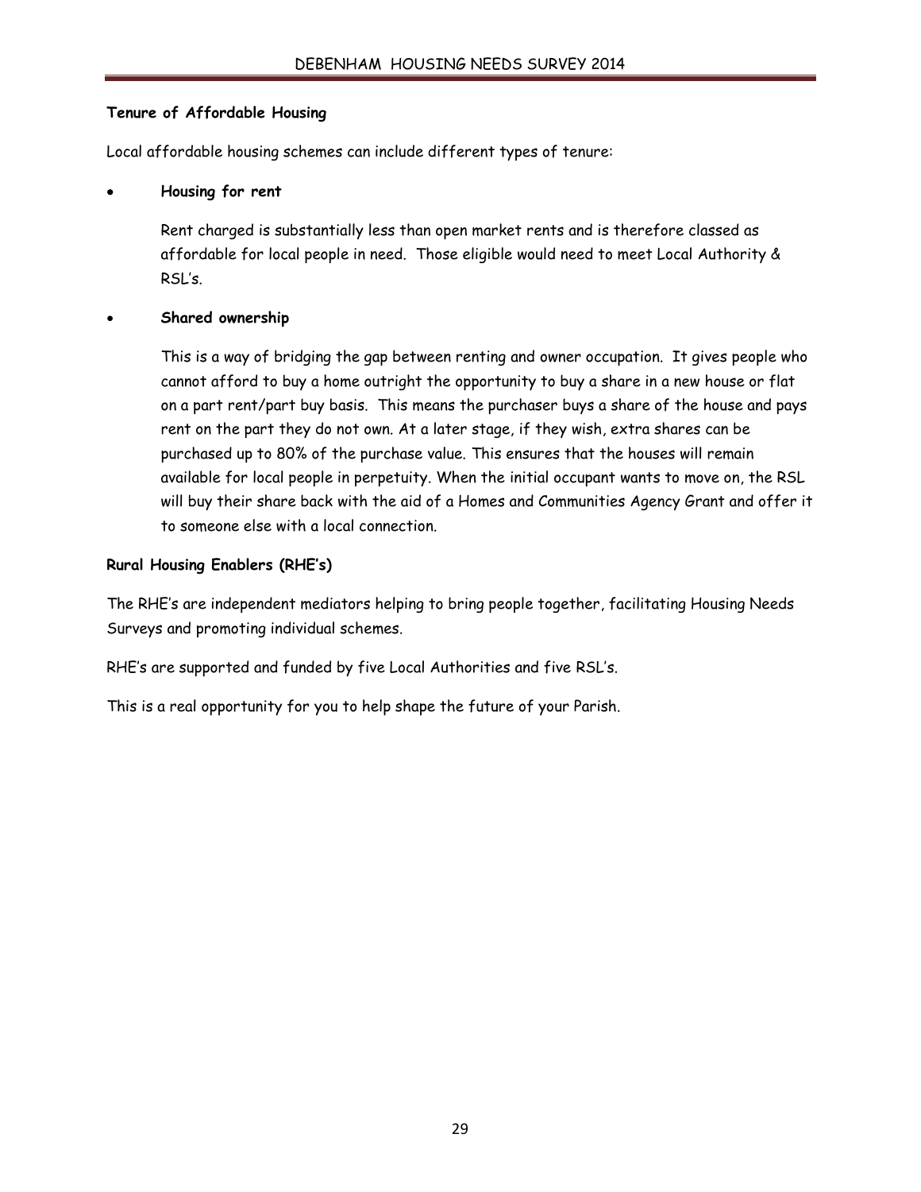**Tenure of Affordable Housing**

Local affordable housing schemes can include different types of tenure:

- **Housing for rent**

  Rent charged is substantially less than open market rents and is therefore classed as affordable for local people in need. Those eligible would need to meet Local Authority & RSL's.

- **Shared ownership**

  This is a way of bridging the gap between renting and owner occupation. It gives people who cannot afford to buy a home outright the opportunity to buy a share in a new house or flat on a part rent/part buy basis. This means the purchaser buys a share of the house and pays rent on the part they do not own. At a later stage, if they wish, extra shares can be purchased up to 80% of the purchase value. This ensures that the houses will remain available for local people in perpetuity. When the initial occupant wants to move on, the RSL will buy their share back with the aid of a Homes and Communities Agency Grant and offer it to someone else with a local connection.

**Rural Housing Enablers (RHE's)**

The RHE's are independent mediators helping to bring people together, facilitating Housing Needs Surveys and promoting individual schemes.

RHE's are supported and funded by five Local Authorities and five RSL's.

This is a real opportunity for you to help shape the future of your Parish.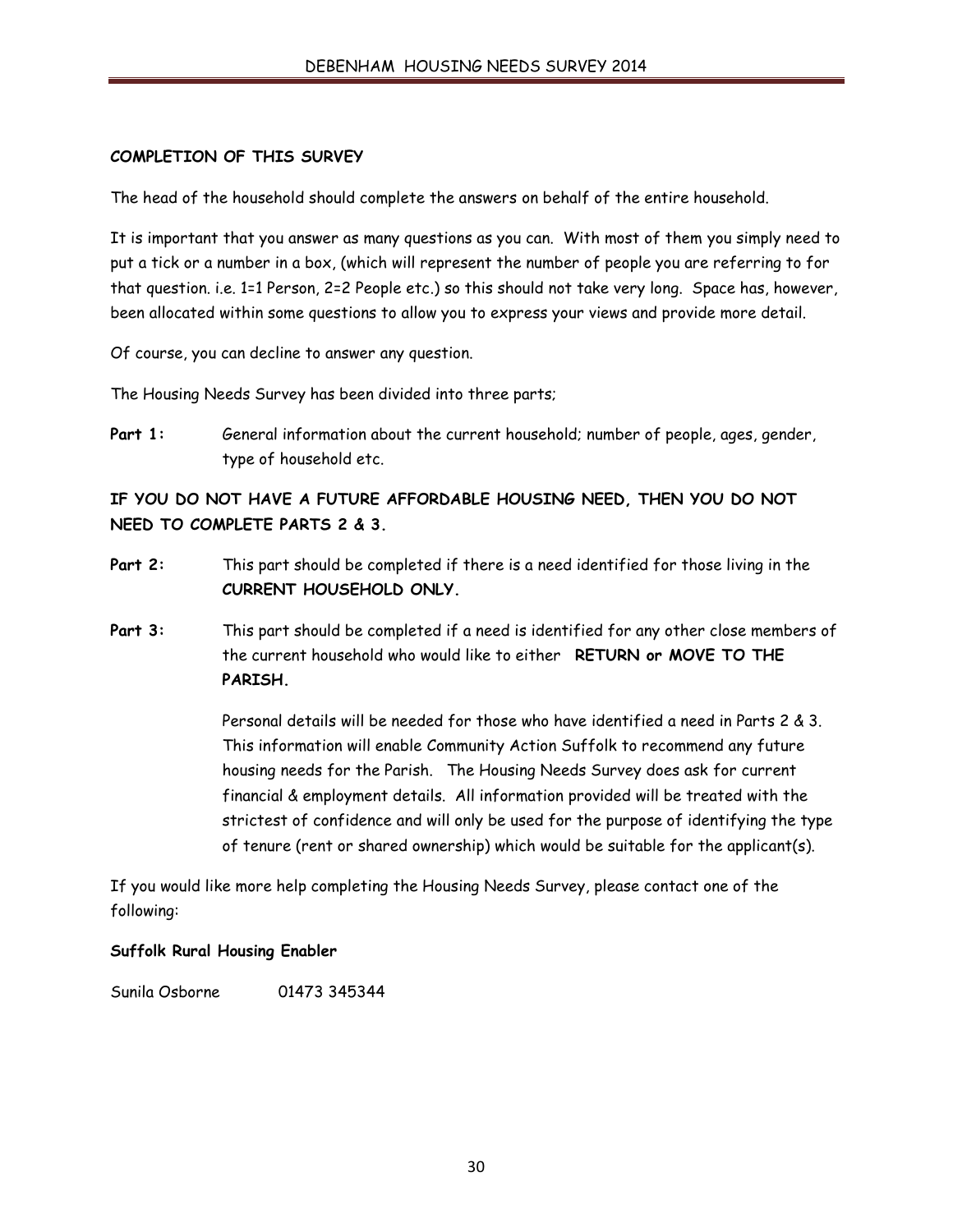**COMPLETION OF THIS SURVEY**

The head of the household should complete the answers on behalf of the entire household.

It is important that you answer as many questions as you can. With most of them you simply need to put a tick or a number in a box, (which will represent the number of people you are referring to for that question. i.e. 1=1 Person, 2=2 People etc.) so this should not take very long. Space has, however, been allocated within some questions to allow you to express your views and provide more detail.

Of course, you can decline to answer any question.

The Housing Needs Survey has been divided into three parts;

**Part 1:** General information about the current household; number of people, ages, gender, type of household etc.

**IF YOU DO NOT HAVE A FUTURE AFFORDABLE HOUSING NEED, THEN YOU DO NOT NEED TO COMPLETE PARTS 2 & 3.**

**Part 2:** This part should be completed if there is a need identified for those living in the **CURRENT HOUSEHOLD ONLY.**

**Part 3:** This part should be completed if a need is identified for any other close members of the current household who would like to either **RETURN or MOVE TO THE PARISH.**

Personal details will be needed for those who have identified a need in Parts 2 & 3. This information will enable Community Action Suffolk to recommend any future housing needs for the Parish. The Housing Needs Survey does ask for current financial & employment details. All information provided will be treated with the strictest of confidence and will only be used for the purpose of identifying the type of tenure (rent or shared ownership) which would be suitable for the applicant(s).

If you would like more help completing the Housing Needs Survey, please contact one of the following:

**Suffolk Rural Housing Enabler**

Sunila Osborne 01473 345344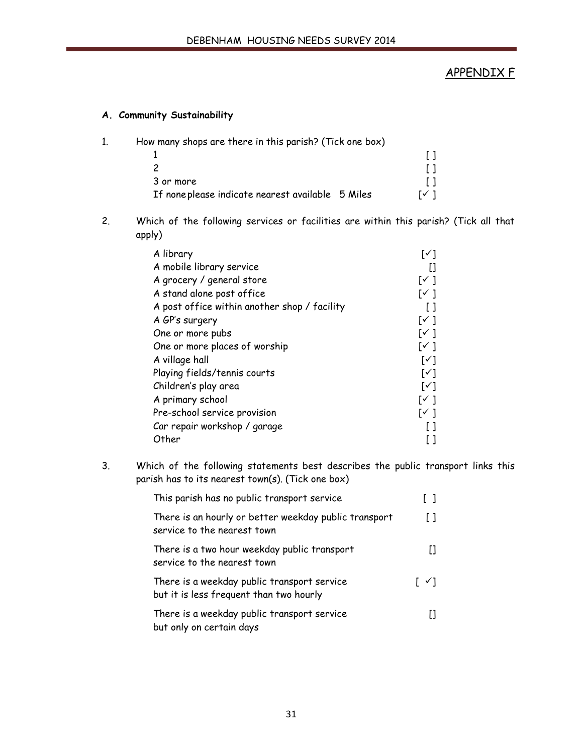## APPENDIX F

### A. Community Sustainability

1. How many shops are there in this parish? (Tick one box)

| | |
|---|---|
| 1 | [ ] |
| 2 | [ ] |
| 3 or more | [ ] |
| If none please indicate nearest available 5 Miles | [✓ ] |

2. Which of the following services or facilities are within this parish? (Tick all that apply)

| | |
|---|---|
| A library | [✓] |
| A mobile library service | [] |
| A grocery / general store | [✓ ] |
| A stand alone post office | [✓ ] |
| A post office within another shop / facility | [ ] |
| A GP's surgery | [✓ ] |
| One or more pubs | [✓ ] |
| One or more places of worship | [✓ ] |
| A village hall | [✓] |
| Playing fields/tennis courts | [✓] |
| Children's play area | [✓] |
| A primary school | [✓ ] |
| Pre-school service provision | [✓ ] |
| Car repair workshop / garage | [ ] |
| Other | [ ] |

3. Which of the following statements best describes the public transport links this parish has to its nearest town(s). (Tick one box)

| | |
|---|---|
| This parish has no public transport service | [ ] |
| There is an hourly or better weekday public transport service to the nearest town | [ ] |
| There is a two hour weekday public transport service to the nearest town | [] |
| There is a weekday public transport service but it is less frequent than two hourly | [ ✓] |
| There is a weekday public transport service but only on certain days | [] |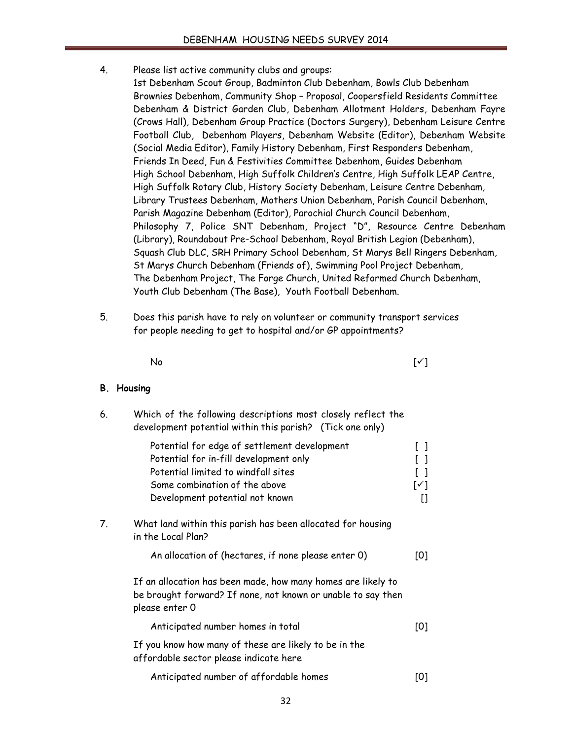4. Please list active community clubs and groups:
   1st Debenham Scout Group, Badminton Club Debenham, Bowls Club Debenham Brownies Debenham, Community Shop – Proposal, Coopersfield Residents Committee Debenham & District Garden Club, Debenham Allotment Holders, Debenham Fayre (Crows Hall), Debenham Group Practice (Doctors Surgery), Debenham Leisure Centre Football Club, Debenham Players, Debenham Website (Editor), Debenham Website (Social Media Editor), Family History Debenham, First Responders Debenham, Friends In Deed, Fun & Festivities Committee Debenham, Guides Debenham High School Debenham, High Suffolk Children's Centre, High Suffolk LEAP Centre, High Suffolk Rotary Club, History Society Debenham, Leisure Centre Debenham, Library Trustees Debenham, Mothers Union Debenham, Parish Council Debenham, Parish Magazine Debenham (Editor), Parochial Church Council Debenham, Philosophy 7, Police SNT Debenham, Project "D", Resource Centre Debenham (Library), Roundabout Pre-School Debenham, Royal British Legion (Debenham), Squash Club DLC, SRH Primary School Debenham, St Marys Bell Ringers Debenham, St Marys Church Debenham (Friends of), Swimming Pool Project Debenham, The Debenham Project, The Forge Church, United Reformed Church Debenham, Youth Club Debenham (The Base), Youth Football Debenham.

5. Does this parish have to rely on volunteer or community transport services for people needing to get to hospital and/or GP appointments?

   No [✓]

**B. Housing**

6. Which of the following descriptions most closely reflect the development potential within this parish? (Tick one only)

   | | |
   |---|---|
   | Potential for edge of settlement development | [ ] |
   | Potential for in-fill development only | [ ] |
   | Potential limited to windfall sites | [ ] |
   | Some combination of the above | [✓] |
   | Development potential not known | [] |

7. What land within this parish has been allocated for housing in the Local Plan?

   An allocation of (hectares, if none please enter 0) [0]

   If an allocation has been made, how many homes are likely to be brought forward? If none, not known or unable to say then please enter 0

   Anticipated number homes in total [0]

   If you know how many of these are likely to be in the affordable sector please indicate here

   Anticipated number of affordable homes [0]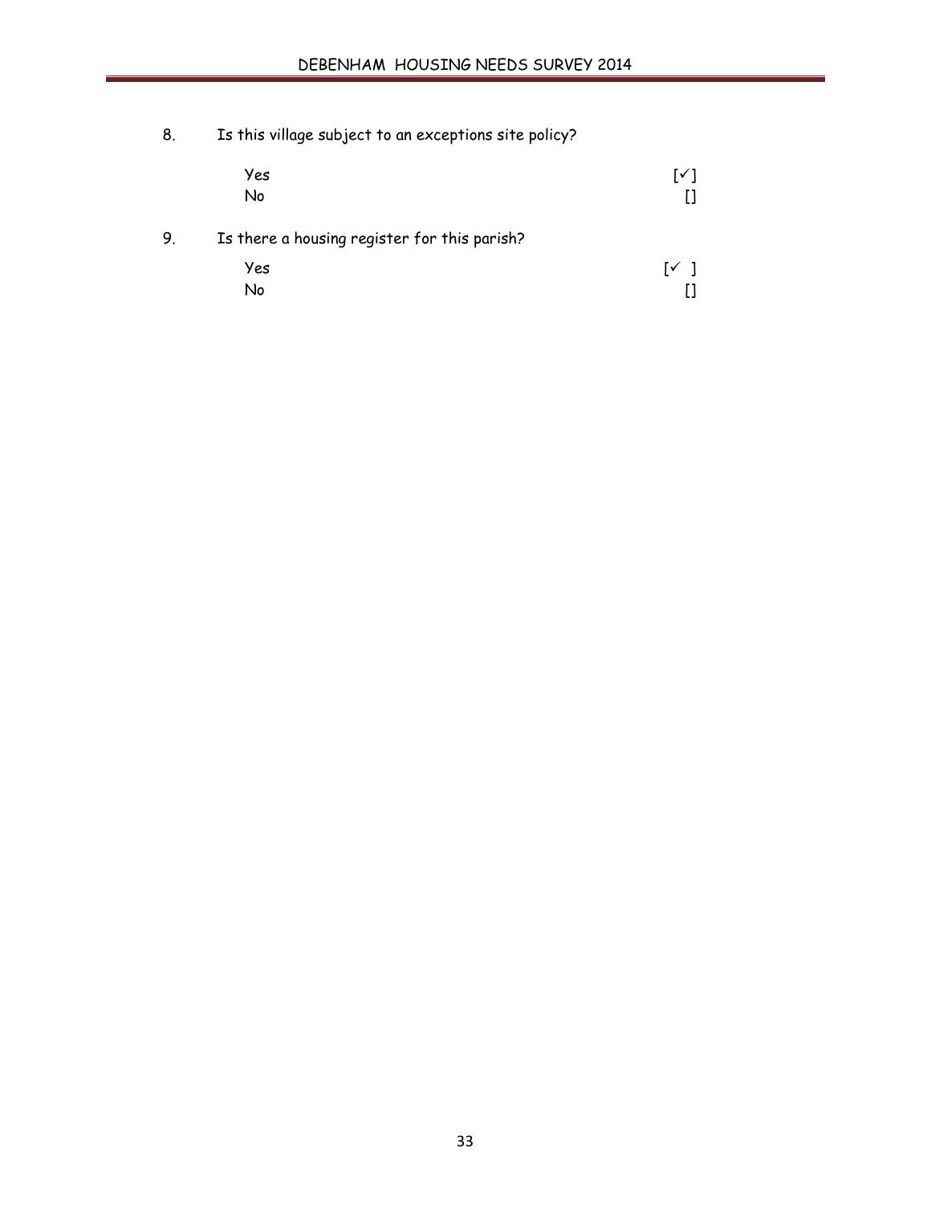8. Is this village subject to an exceptions site policy?

   Yes [✓]
   No []

9. Is there a housing register for this parish?

   Yes [✓ ]
   No []